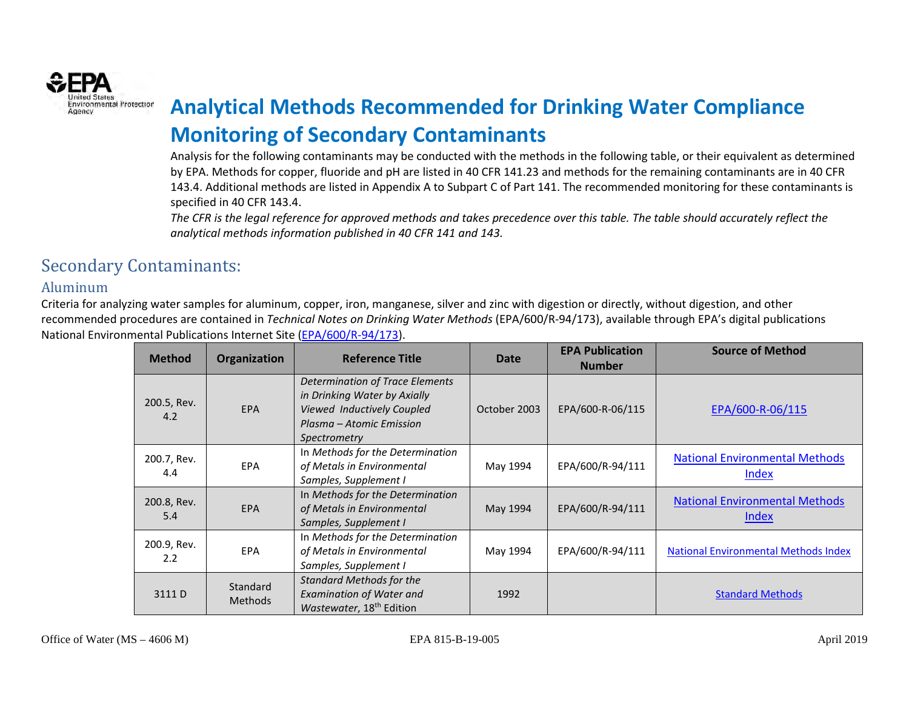# Analytical Methods Recommended for Drinking Water Compliance Monitoring of Secondary Contaminants

Analysis for the following contaminants may be conducted with the methods in the following table, or their equivalent as determined by EPA. Methods for copper, fluoride and pH are listed in 40 CFR 141.23 and methods for the remaining contaminants are in 40 CFR 143.4. Additional methods are listed in Appendix A to Subpart C of Part 141. The recommended monitoring for these contaminants is specified in 40 CFR 143.4.

*The CFR is the legal reference for approved methods and takes precedence over this table. The table should accurately reflect the analytical methods information published in 40 CFR 141 and 143.*

## Secondary Contaminants:

### Aluminum

Criteria for analyzing water samples for aluminum, copper, iron, manganese, silver and zinc with digestion or directly, without digestion, and other recommended procedures are contained in *Technical Notes on Drinking Water Methods* (EPA/600/R-94/173), available through EPA's digital publications National Environmental Publications Internet Site (EPA/600/R-94/173).

| Method | Organization | Reference Title | Date | EPA Publication Number | Source of Method |
|---|---|---|---|---|---|
| 200.5, Rev. 4.2 | EPA | *Determination of Trace Elements in Drinking Water by Axially Viewed Inductively Coupled Plasma – Atomic Emission Spectrometry* | October 2003 | EPA/600-R-06/115 | EPA/600-R-06/115 |
| 200.7, Rev. 4.4 | EPA | In *Methods for the Determination of Metals in Environmental Samples, Supplement I* | May 1994 | EPA/600/R-94/111 | National Environmental Methods Index |
| 200.8, Rev. 5.4 | EPA | In *Methods for the Determination of Metals in Environmental Samples, Supplement I* | May 1994 | EPA/600/R-94/111 | National Environmental Methods Index |
| 200.9, Rev. 2.2 | EPA | In *Methods for the Determination of Metals in Environmental Samples, Supplement I* | May 1994 | EPA/600/R-94/111 | National Environmental Methods Index |
| 3111 D | Standard Methods | *Standard Methods for the Examination of Water and Wastewater*, 18th Edition | 1992 | | Standard Methods |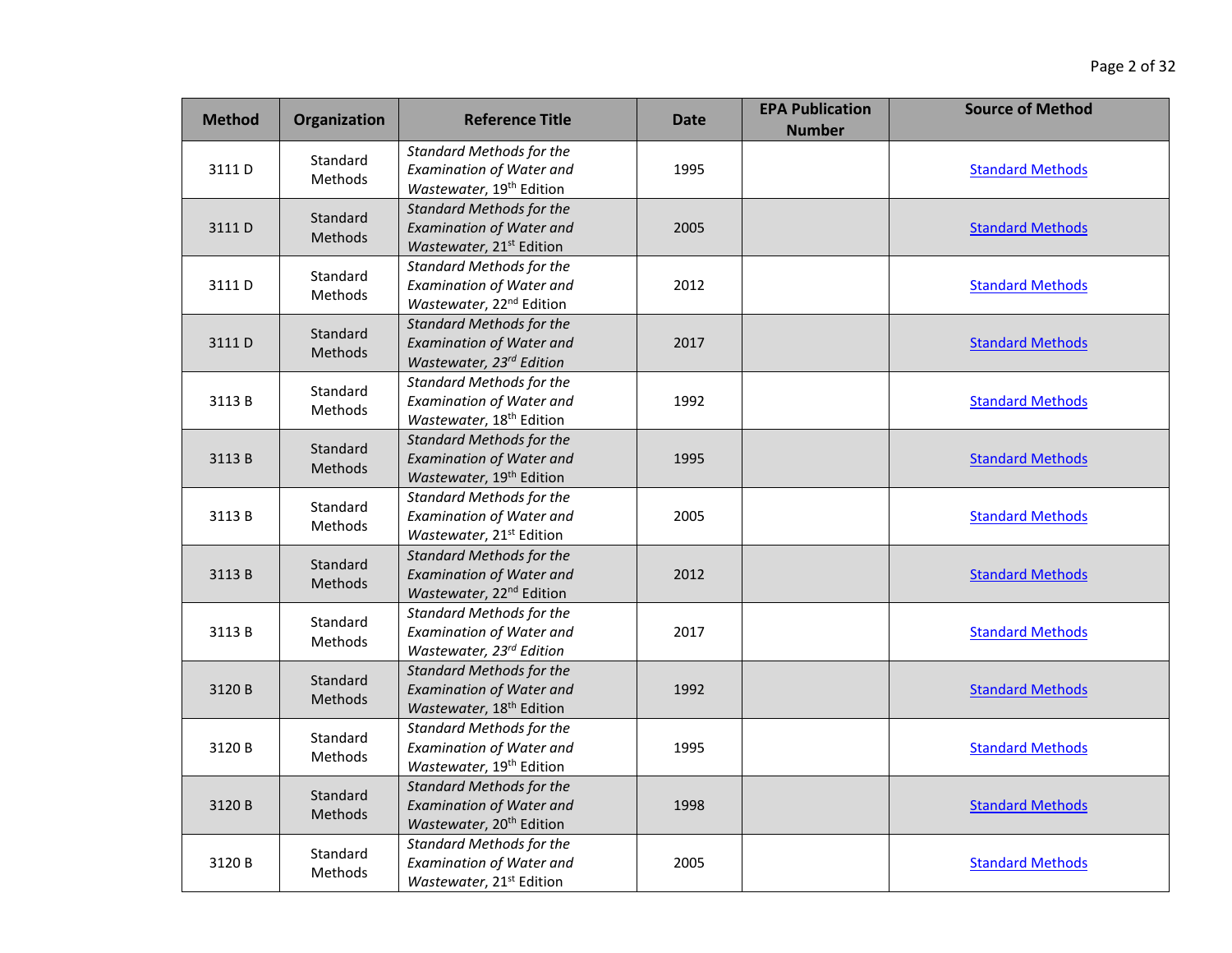| Method | Organization | Reference Title | Date | EPA Publication Number | Source of Method |
|---|---|---|---|---|---|
| 3111 D | Standard Methods | *Standard Methods for the Examination of Water and Wastewater*, 19th Edition | 1995 | | Standard Methods |
| 3111 D | Standard Methods | *Standard Methods for the Examination of Water and Wastewater*, 21st Edition | 2005 | | Standard Methods |
| 3111 D | Standard Methods | *Standard Methods for the Examination of Water and Wastewater*, 22nd Edition | 2012 | | Standard Methods |
| 3111 D | Standard Methods | *Standard Methods for the Examination of Water and Wastewater, 23rd Edition* | 2017 | | Standard Methods |
| 3113 B | Standard Methods | *Standard Methods for the Examination of Water and Wastewater*, 18th Edition | 1992 | | Standard Methods |
| 3113 B | Standard Methods | *Standard Methods for the Examination of Water and Wastewater*, 19th Edition | 1995 | | Standard Methods |
| 3113 B | Standard Methods | *Standard Methods for the Examination of Water and Wastewater*, 21st Edition | 2005 | | Standard Methods |
| 3113 B | Standard Methods | *Standard Methods for the Examination of Water and Wastewater*, 22nd Edition | 2012 | | Standard Methods |
| 3113 B | Standard Methods | *Standard Methods for the Examination of Water and Wastewater, 23rd Edition* | 2017 | | Standard Methods |
| 3120 B | Standard Methods | *Standard Methods for the Examination of Water and Wastewater*, 18th Edition | 1992 | | Standard Methods |
| 3120 B | Standard Methods | *Standard Methods for the Examination of Water and Wastewater*, 19th Edition | 1995 | | Standard Methods |
| 3120 B | Standard Methods | *Standard Methods for the Examination of Water and Wastewater*, 20th Edition | 1998 | | Standard Methods |
| 3120 B | Standard Methods | *Standard Methods for the Examination of Water and Wastewater*, 21st Edition | 2005 | | Standard Methods |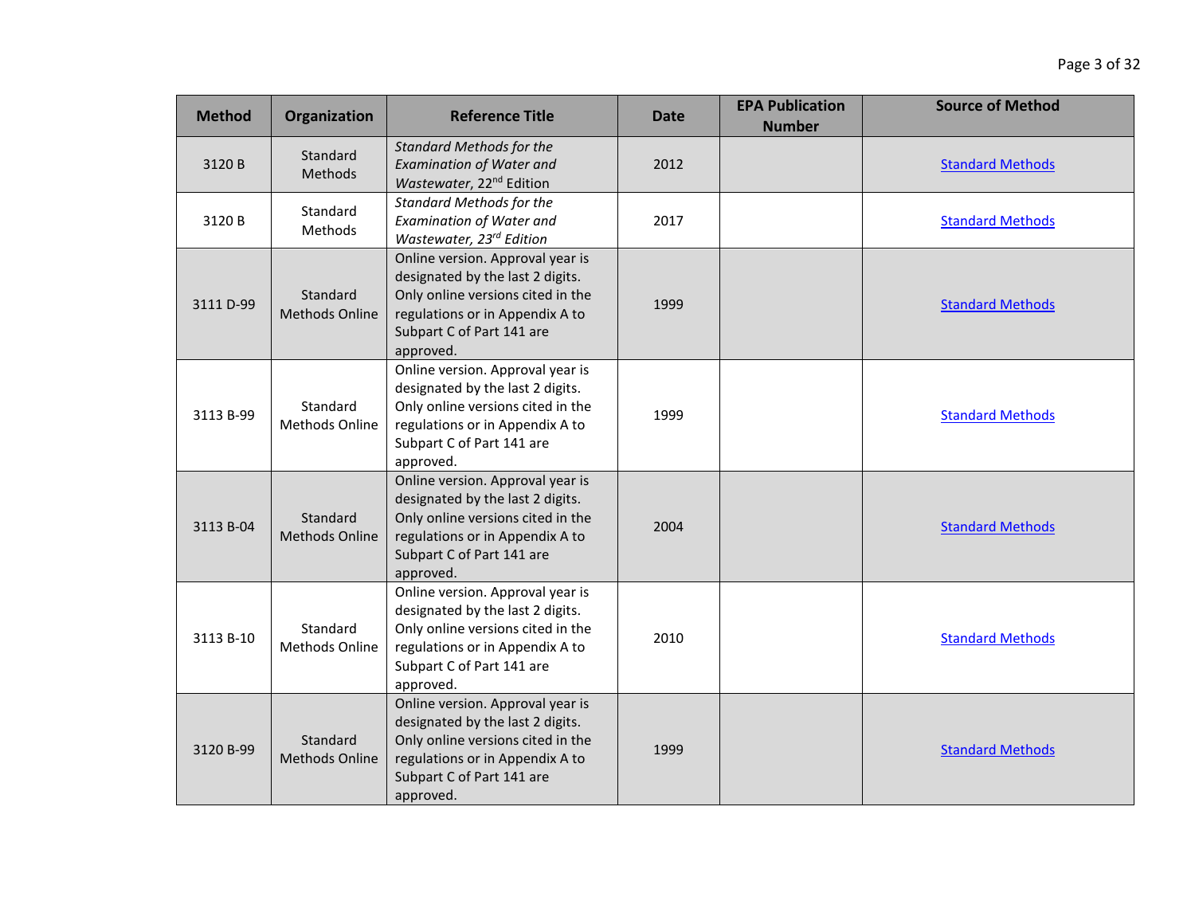| Method | Organization | Reference Title | Date | EPA Publication Number | Source of Method |
|---|---|---|---|---|---|
| 3120 B | Standard Methods | *Standard Methods for the Examination of Water and Wastewater*, 22nd Edition | 2012 | | Standard Methods |
| 3120 B | Standard Methods | *Standard Methods for the Examination of Water and Wastewater, 23rd Edition* | 2017 | | Standard Methods |
| 3111 D-99 | Standard Methods Online | Online version. Approval year is designated by the last 2 digits. Only online versions cited in the regulations or in Appendix A to Subpart C of Part 141 are approved. | 1999 | | Standard Methods |
| 3113 B-99 | Standard Methods Online | Online version. Approval year is designated by the last 2 digits. Only online versions cited in the regulations or in Appendix A to Subpart C of Part 141 are approved. | 1999 | | Standard Methods |
| 3113 B-04 | Standard Methods Online | Online version. Approval year is designated by the last 2 digits. Only online versions cited in the regulations or in Appendix A to Subpart C of Part 141 are approved. | 2004 | | Standard Methods |
| 3113 B-10 | Standard Methods Online | Online version. Approval year is designated by the last 2 digits. Only online versions cited in the regulations or in Appendix A to Subpart C of Part 141 are approved. | 2010 | | Standard Methods |
| 3120 B-99 | Standard Methods Online | Online version. Approval year is designated by the last 2 digits. Only online versions cited in the regulations or in Appendix A to Subpart C of Part 141 are approved. | 1999 | | Standard Methods |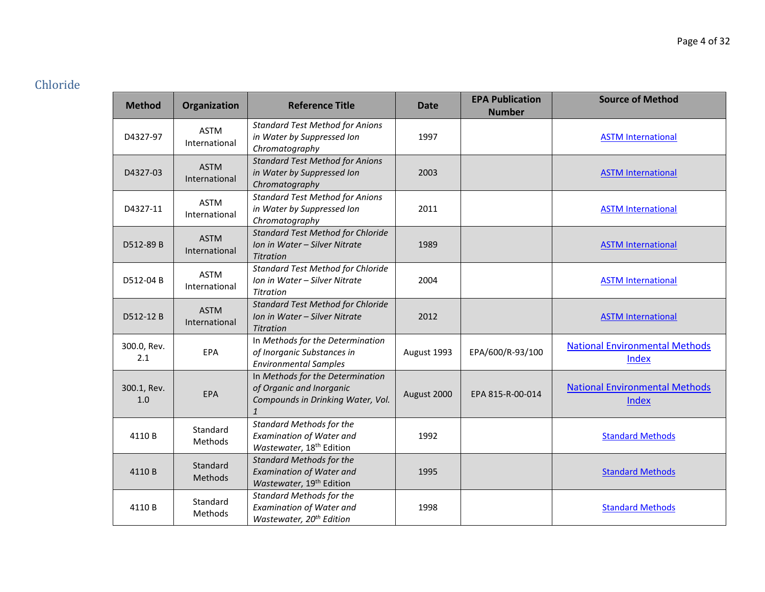## Chloride

| Method | Organization | Reference Title | Date | EPA Publication Number | Source of Method |
|---|---|---|---|---|---|
| D4327-97 | ASTM International | *Standard Test Method for Anions in Water by Suppressed Ion Chromatography* | 1997 | | ASTM International |
| D4327-03 | ASTM International | *Standard Test Method for Anions in Water by Suppressed Ion Chromatography* | 2003 | | ASTM International |
| D4327-11 | ASTM International | *Standard Test Method for Anions in Water by Suppressed Ion Chromatography* | 2011 | | ASTM International |
| D512-89 B | ASTM International | *Standard Test Method for Chloride Ion in Water – Silver Nitrate Titration* | 1989 | | ASTM International |
| D512-04 B | ASTM International | *Standard Test Method for Chloride Ion in Water – Silver Nitrate Titration* | 2004 | | ASTM International |
| D512-12 B | ASTM International | *Standard Test Method for Chloride Ion in Water – Silver Nitrate Titration* | 2012 | | ASTM International |
| 300.0, Rev. 2.1 | EPA | In *Methods for the Determination of Inorganic Substances in Environmental Samples* | August 1993 | EPA/600/R-93/100 | National Environmental Methods Index |
| 300.1, Rev. 1.0 | EPA | In *Methods for the Determination of Organic and Inorganic Compounds in Drinking Water, Vol. 1* | August 2000 | EPA 815-R-00-014 | National Environmental Methods Index |
| 4110 B | Standard Methods | *Standard Methods for the Examination of Water and Wastewater*, 18th Edition | 1992 | | Standard Methods |
| 4110 B | Standard Methods | *Standard Methods for the Examination of Water and Wastewater*, 19th Edition | 1995 | | Standard Methods |
| 4110 B | Standard Methods | *Standard Methods for the Examination of Water and Wastewater, 20th Edition* | 1998 | | Standard Methods |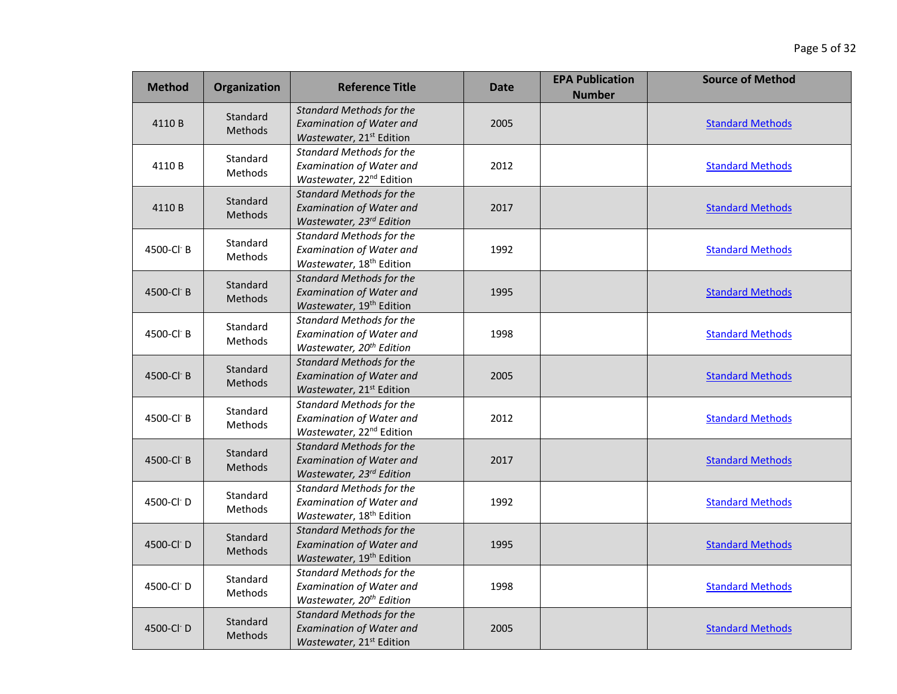| Method | Organization | Reference Title | Date | EPA Publication Number | Source of Method |
|---|---|---|---|---|---|
| 4110 B | Standard Methods | *Standard Methods for the Examination of Water and Wastewater*, 21st Edition | 2005 | | Standard Methods |
| 4110 B | Standard Methods | *Standard Methods for the Examination of Water and Wastewater*, 22nd Edition | 2012 | | Standard Methods |
| 4110 B | Standard Methods | *Standard Methods for the Examination of Water and Wastewater, 23rd Edition* | 2017 | | Standard Methods |
| 4500-$Cl^-$ B | Standard Methods | *Standard Methods for the Examination of Water and Wastewater*, 18th Edition | 1992 | | Standard Methods |
| 4500-$Cl^-$ B | Standard Methods | *Standard Methods for the Examination of Water and Wastewater*, 19th Edition | 1995 | | Standard Methods |
| 4500-$Cl^-$ B | Standard Methods | *Standard Methods for the Examination of Water and Wastewater, 20th Edition* | 1998 | | Standard Methods |
| 4500-$Cl^-$ B | Standard Methods | *Standard Methods for the Examination of Water and Wastewater*, 21st Edition | 2005 | | Standard Methods |
| 4500-$Cl^-$ B | Standard Methods | *Standard Methods for the Examination of Water and Wastewater*, 22nd Edition | 2012 | | Standard Methods |
| 4500-$Cl^-$ B | Standard Methods | *Standard Methods for the Examination of Water and Wastewater, 23rd Edition* | 2017 | | Standard Methods |
| 4500-$Cl^-$ D | Standard Methods | *Standard Methods for the Examination of Water and Wastewater*, 18th Edition | 1992 | | Standard Methods |
| 4500-$Cl^-$ D | Standard Methods | *Standard Methods for the Examination of Water and Wastewater*, 19th Edition | 1995 | | Standard Methods |
| 4500-$Cl^-$ D | Standard Methods | *Standard Methods for the Examination of Water and Wastewater, 20th Edition* | 1998 | | Standard Methods |
| 4500-$Cl^-$ D | Standard Methods | *Standard Methods for the Examination of Water and Wastewater*, 21st Edition | 2005 | | Standard Methods |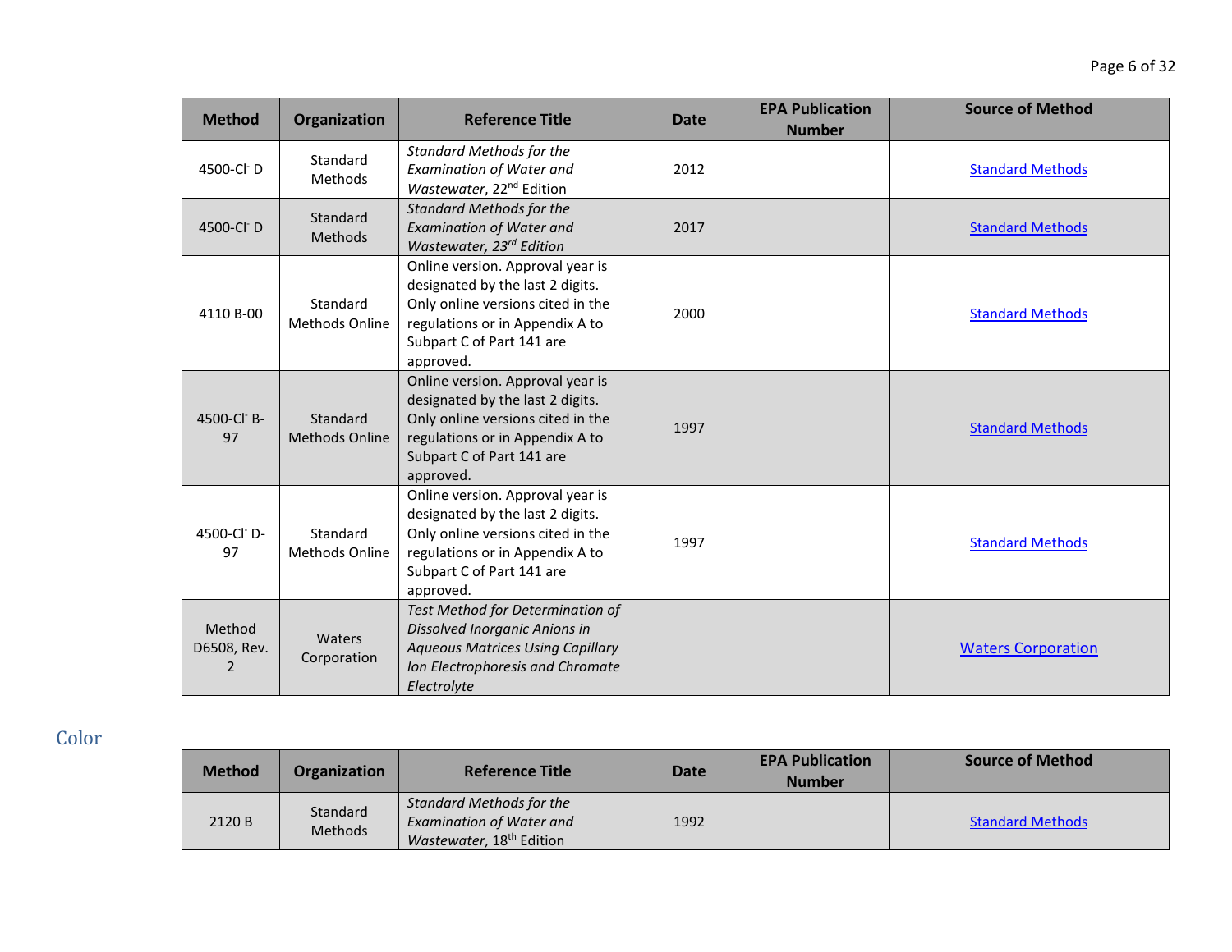| Method | Organization | Reference Title | Date | EPA Publication Number | Source of Method |
|---|---|---|---|---|---|
| 4500-$Cl^-$ D | Standard Methods | *Standard Methods for the Examination of Water and Wastewater*, 22nd Edition | 2012 | | Standard Methods |
| 4500-$Cl^-$ D | Standard Methods | *Standard Methods for the Examination of Water and Wastewater, 23rd Edition* | 2017 | | Standard Methods |
| 4110 B-00 | Standard Methods Online | Online version. Approval year is designated by the last 2 digits. Only online versions cited in the regulations or in Appendix A to Subpart C of Part 141 are approved. | 2000 | | Standard Methods |
| 4500-$Cl^-$ B-97 | Standard Methods Online | Online version. Approval year is designated by the last 2 digits. Only online versions cited in the regulations or in Appendix A to Subpart C of Part 141 are approved. | 1997 | | Standard Methods |
| 4500-$Cl^-$ D-97 | Standard Methods Online | Online version. Approval year is designated by the last 2 digits. Only online versions cited in the regulations or in Appendix A to Subpart C of Part 141 are approved. | 1997 | | Standard Methods |
| Method D6508, Rev. 2 | Waters Corporation | *Test Method for Determination of Dissolved Inorganic Anions in Aqueous Matrices Using Capillary Ion Electrophoresis and Chromate Electrolyte* | | | Waters Corporation |

## Color

| Method | Organization | Reference Title | Date | EPA Publication Number | Source of Method |
|---|---|---|---|---|---|
| 2120 B | Standard Methods | *Standard Methods for the Examination of Water and Wastewater*, 18th Edition | 1992 | | Standard Methods |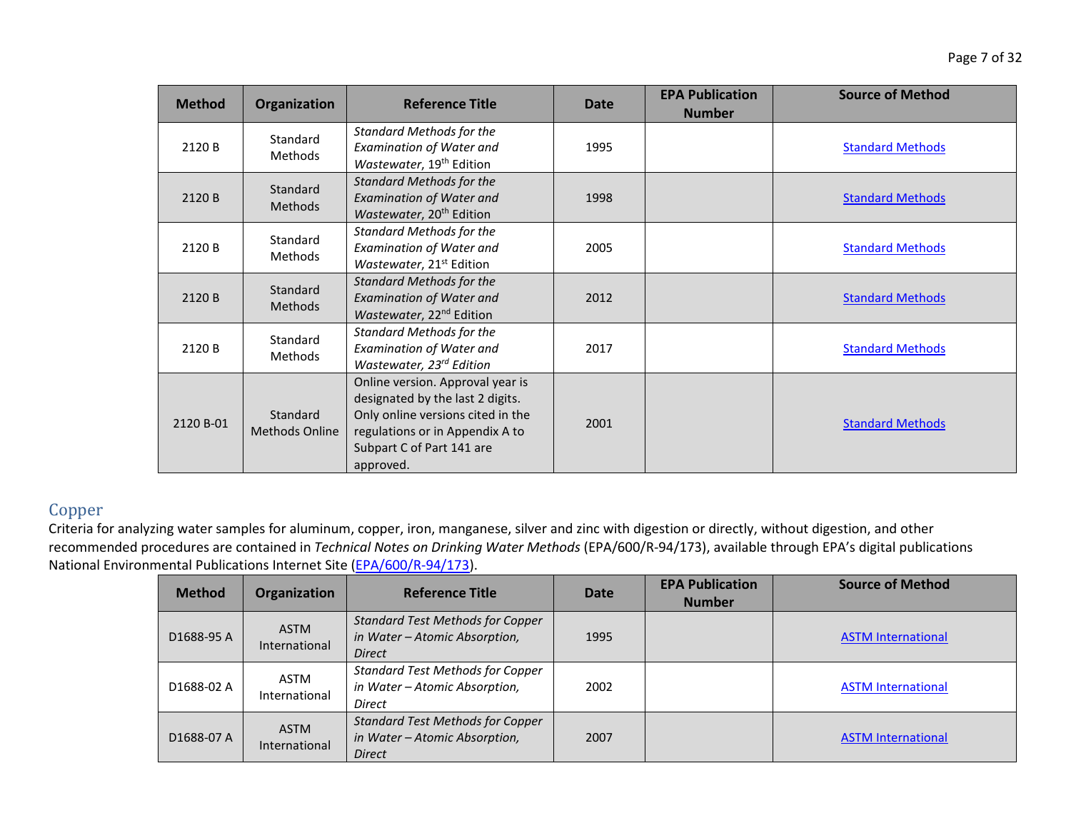| Method | Organization | Reference Title | Date | EPA Publication Number | Source of Method |
| --- | --- | --- | --- | --- | --- |
| 2120 B | Standard Methods | *Standard Methods for the Examination of Water and Wastewater*, 19th Edition | 1995 | | Standard Methods |
| 2120 B | Standard Methods | *Standard Methods for the Examination of Water and Wastewater*, 20th Edition | 1998 | | Standard Methods |
| 2120 B | Standard Methods | *Standard Methods for the Examination of Water and Wastewater*, 21st Edition | 2005 | | Standard Methods |
| 2120 B | Standard Methods | *Standard Methods for the Examination of Water and Wastewater*, 22nd Edition | 2012 | | Standard Methods |
| 2120 B | Standard Methods | *Standard Methods for the Examination of Water and Wastewater, 23rd Edition* | 2017 | | Standard Methods |
| 2120 B-01 | Standard Methods Online | Online version. Approval year is designated by the last 2 digits. Only online versions cited in the regulations or in Appendix A to Subpart C of Part 141 are approved. | 2001 | | Standard Methods |

## Copper

Criteria for analyzing water samples for aluminum, copper, iron, manganese, silver and zinc with digestion or directly, without digestion, and other recommended procedures are contained in *Technical Notes on Drinking Water Methods* (EPA/600/R-94/173), available through EPA's digital publications National Environmental Publications Internet Site (EPA/600/R-94/173).

| Method | Organization | Reference Title | Date | EPA Publication Number | Source of Method |
| --- | --- | --- | --- | --- | --- |
| D1688-95 A | ASTM International | *Standard Test Methods for Copper in Water – Atomic Absorption, Direct* | 1995 | | ASTM International |
| D1688-02 A | ASTM International | *Standard Test Methods for Copper in Water – Atomic Absorption, Direct* | 2002 | | ASTM International |
| D1688-07 A | ASTM International | *Standard Test Methods for Copper in Water – Atomic Absorption, Direct* | 2007 | | ASTM International |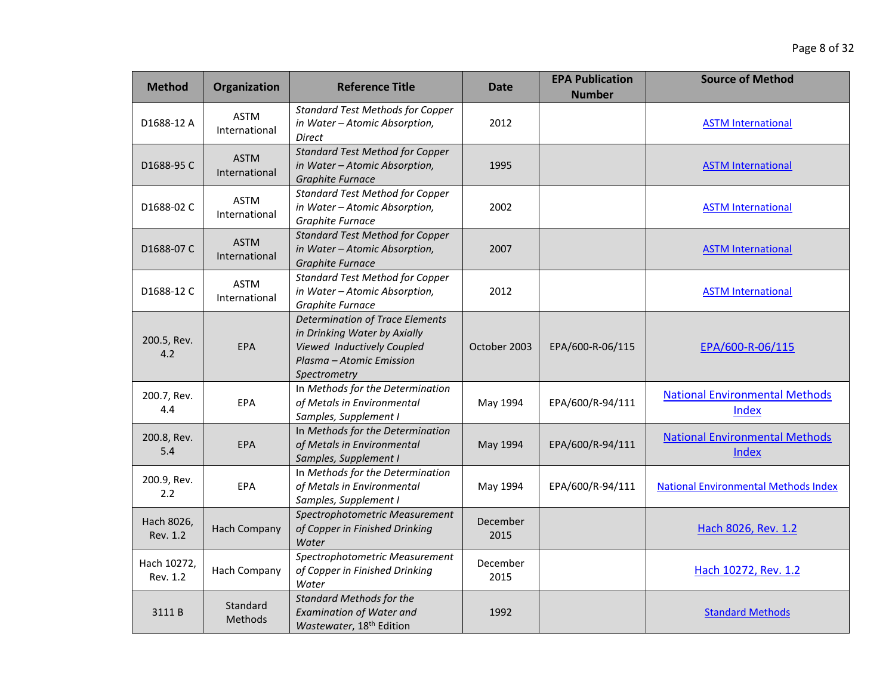| Method | Organization | Reference Title | Date | EPA Publication Number | Source of Method |
|---|---|---|---|---|---|
| D1688-12 A | ASTM International | *Standard Test Methods for Copper in Water – Atomic Absorption, Direct* | 2012 | | ASTM International |
| D1688-95 C | ASTM International | *Standard Test Method for Copper in Water – Atomic Absorption, Graphite Furnace* | 1995 | | ASTM International |
| D1688-02 C | ASTM International | *Standard Test Method for Copper in Water – Atomic Absorption, Graphite Furnace* | 2002 | | ASTM International |
| D1688-07 C | ASTM International | *Standard Test Method for Copper in Water – Atomic Absorption, Graphite Furnace* | 2007 | | ASTM International |
| D1688-12 C | ASTM International | *Standard Test Method for Copper in Water – Atomic Absorption, Graphite Furnace* | 2012 | | ASTM International |
| 200.5, Rev. 4.2 | EPA | *Determination of Trace Elements in Drinking Water by Axially Viewed Inductively Coupled Plasma – Atomic Emission Spectrometry* | October 2003 | EPA/600-R-06/115 | EPA/600-R-06/115 |
| 200.7, Rev. 4.4 | EPA | In *Methods for the Determination of Metals in Environmental Samples, Supplement I* | May 1994 | EPA/600/R-94/111 | National Environmental Methods Index |
| 200.8, Rev. 5.4 | EPA | In *Methods for the Determination of Metals in Environmental Samples, Supplement I* | May 1994 | EPA/600/R-94/111 | National Environmental Methods Index |
| 200.9, Rev. 2.2 | EPA | In *Methods for the Determination of Metals in Environmental Samples, Supplement I* | May 1994 | EPA/600/R-94/111 | National Environmental Methods Index |
| Hach 8026, Rev. 1.2 | Hach Company | *Spectrophotometric Measurement of Copper in Finished Drinking Water* | December 2015 | | Hach 8026, Rev. 1.2 |
| Hach 10272, Rev. 1.2 | Hach Company | *Spectrophotometric Measurement of Copper in Finished Drinking Water* | December 2015 | | Hach 10272, Rev. 1.2 |
| 3111 B | Standard Methods | *Standard Methods for the Examination of Water and Wastewater*, 18th Edition | 1992 | | Standard Methods |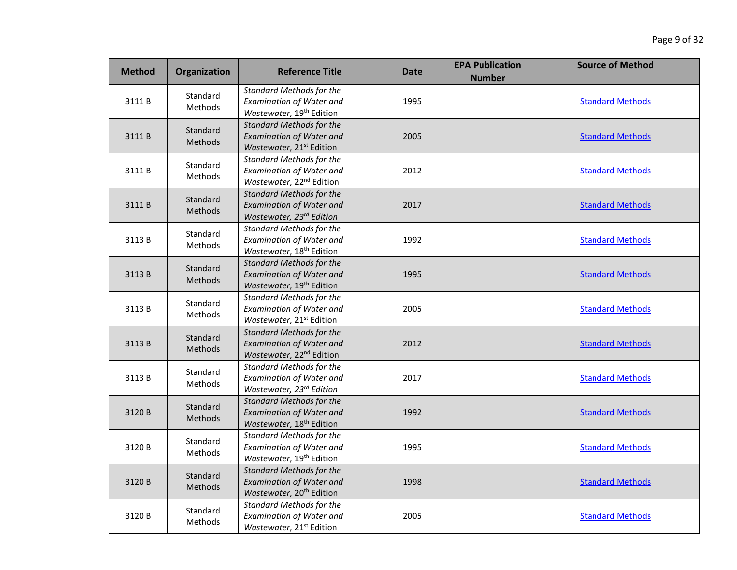| Method | Organization | Reference Title | Date | EPA Publication Number | Source of Method |
|---|---|---|---|---|---|
| 3111 B | Standard Methods | *Standard Methods for the Examination of Water and Wastewater*, 19th Edition | 1995 | | Standard Methods |
| 3111 B | Standard Methods | *Standard Methods for the Examination of Water and Wastewater*, 21st Edition | 2005 | | Standard Methods |
| 3111 B | Standard Methods | *Standard Methods for the Examination of Water and Wastewater*, 22nd Edition | 2012 | | Standard Methods |
| 3111 B | Standard Methods | *Standard Methods for the Examination of Water and Wastewater, 23rd Edition* | 2017 | | Standard Methods |
| 3113 B | Standard Methods | *Standard Methods for the Examination of Water and Wastewater*, 18th Edition | 1992 | | Standard Methods |
| 3113 B | Standard Methods | *Standard Methods for the Examination of Water and Wastewater*, 19th Edition | 1995 | | Standard Methods |
| 3113 B | Standard Methods | *Standard Methods for the Examination of Water and Wastewater*, 21st Edition | 2005 | | Standard Methods |
| 3113 B | Standard Methods | *Standard Methods for the Examination of Water and Wastewater*, 22nd Edition | 2012 | | Standard Methods |
| 3113 B | Standard Methods | *Standard Methods for the Examination of Water and Wastewater, 23rd Edition* | 2017 | | Standard Methods |
| 3120 B | Standard Methods | *Standard Methods for the Examination of Water and Wastewater*, 18th Edition | 1992 | | Standard Methods |
| 3120 B | Standard Methods | *Standard Methods for the Examination of Water and Wastewater*, 19th Edition | 1995 | | Standard Methods |
| 3120 B | Standard Methods | *Standard Methods for the Examination of Water and Wastewater*, 20th Edition | 1998 | | Standard Methods |
| 3120 B | Standard Methods | *Standard Methods for the Examination of Water and Wastewater*, 21st Edition | 2005 | | Standard Methods |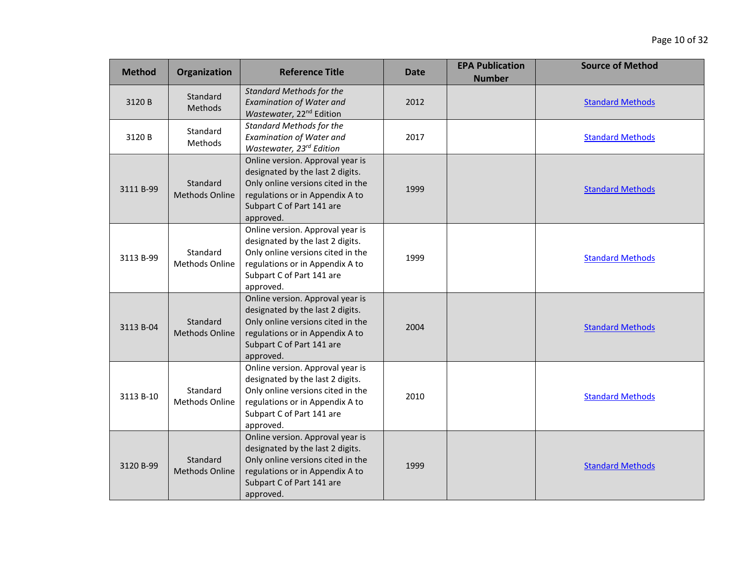| Method | Organization | Reference Title | Date | EPA Publication Number | Source of Method |
|---|---|---|---|---|---|
| 3120 B | Standard Methods | *Standard Methods for the Examination of Water and Wastewater*, 22nd Edition | 2012 | | Standard Methods |
| 3120 B | Standard Methods | *Standard Methods for the Examination of Water and Wastewater, 23rd Edition* | 2017 | | Standard Methods |
| 3111 B-99 | Standard Methods Online | Online version. Approval year is designated by the last 2 digits. Only online versions cited in the regulations or in Appendix A to Subpart C of Part 141 are approved. | 1999 | | Standard Methods |
| 3113 B-99 | Standard Methods Online | Online version. Approval year is designated by the last 2 digits. Only online versions cited in the regulations or in Appendix A to Subpart C of Part 141 are approved. | 1999 | | Standard Methods |
| 3113 B-04 | Standard Methods Online | Online version. Approval year is designated by the last 2 digits. Only online versions cited in the regulations or in Appendix A to Subpart C of Part 141 are approved. | 2004 | | Standard Methods |
| 3113 B-10 | Standard Methods Online | Online version. Approval year is designated by the last 2 digits. Only online versions cited in the regulations or in Appendix A to Subpart C of Part 141 are approved. | 2010 | | Standard Methods |
| 3120 B-99 | Standard Methods Online | Online version. Approval year is designated by the last 2 digits. Only online versions cited in the regulations or in Appendix A to Subpart C of Part 141 are approved. | 1999 | | Standard Methods |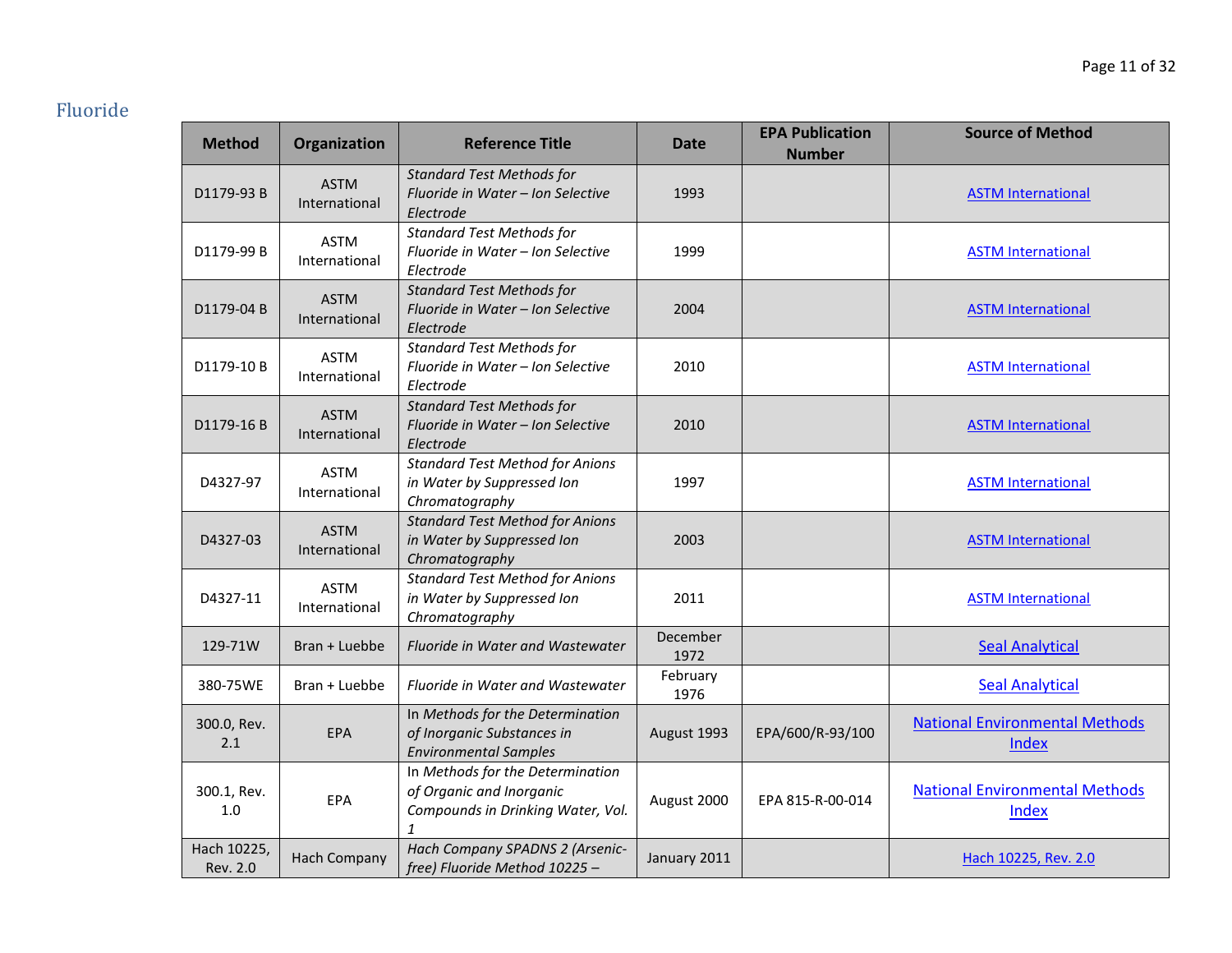## Fluoride

| Method | Organization | Reference Title | Date | EPA Publication Number | Source of Method |
|---|---|---|---|---|---|
| D1179-93 B | ASTM International | *Standard Test Methods for Fluoride in Water – Ion Selective Electrode* | 1993 | | ASTM International |
| D1179-99 B | ASTM International | *Standard Test Methods for Fluoride in Water – Ion Selective Electrode* | 1999 | | ASTM International |
| D1179-04 B | ASTM International | *Standard Test Methods for Fluoride in Water – Ion Selective Electrode* | 2004 | | ASTM International |
| D1179-10 B | ASTM International | *Standard Test Methods for Fluoride in Water – Ion Selective Electrode* | 2010 | | ASTM International |
| D1179-16 B | ASTM International | *Standard Test Methods for Fluoride in Water – Ion Selective Electrode* | 2010 | | ASTM International |
| D4327-97 | ASTM International | *Standard Test Method for Anions in Water by Suppressed Ion Chromatography* | 1997 | | ASTM International |
| D4327-03 | ASTM International | *Standard Test Method for Anions in Water by Suppressed Ion Chromatography* | 2003 | | ASTM International |
| D4327-11 | ASTM International | *Standard Test Method for Anions in Water by Suppressed Ion Chromatography* | 2011 | | ASTM International |
| 129-71W | Bran + Luebbe | *Fluoride in Water and Wastewater* | December 1972 | | Seal Analytical |
| 380-75WE | Bran + Luebbe | *Fluoride in Water and Wastewater* | February 1976 | | Seal Analytical |
| 300.0, Rev. 2.1 | EPA | In *Methods for the Determination of Inorganic Substances in Environmental Samples* | August 1993 | EPA/600/R-93/100 | National Environmental Methods Index |
| 300.1, Rev. 1.0 | EPA | In *Methods for the Determination of Organic and Inorganic Compounds in Drinking Water, Vol. 1* | August 2000 | EPA 815-R-00-014 | National Environmental Methods Index |
| Hach 10225, Rev. 2.0 | Hach Company | *Hach Company SPADNS 2 (Arsenic-free) Fluoride Method 10225 –* | January 2011 | | Hach 10225, Rev. 2.0 |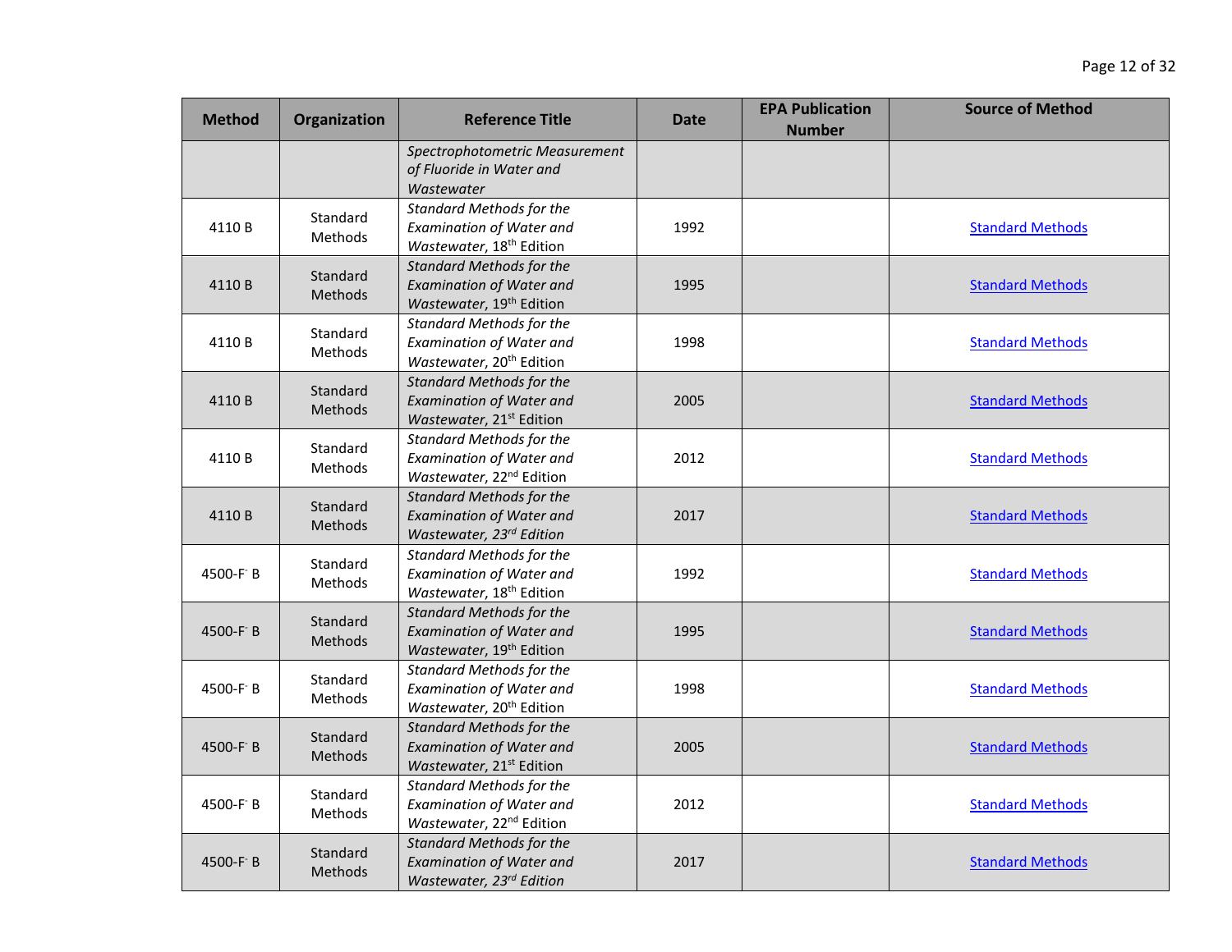| Method | Organization | Reference Title | Date | EPA Publication Number | Source of Method |
|---|---|---|---|---|---|
| | | *Spectrophotometric Measurement of Fluoride in Water and Wastewater* | | | |
| 4110 B | Standard Methods | *Standard Methods for the Examination of Water and Wastewater*, 18th Edition | 1992 | | Standard Methods |
| 4110 B | Standard Methods | *Standard Methods for the Examination of Water and Wastewater*, 19th Edition | 1995 | | Standard Methods |
| 4110 B | Standard Methods | *Standard Methods for the Examination of Water and Wastewater*, 20th Edition | 1998 | | Standard Methods |
| 4110 B | Standard Methods | *Standard Methods for the Examination of Water and Wastewater*, 21st Edition | 2005 | | Standard Methods |
| 4110 B | Standard Methods | *Standard Methods for the Examination of Water and Wastewater*, 22nd Edition | 2012 | | Standard Methods |
| 4110 B | Standard Methods | *Standard Methods for the Examination of Water and Wastewater, 23rd Edition* | 2017 | | Standard Methods |
| 4500-$F^-$ B | Standard Methods | *Standard Methods for the Examination of Water and Wastewater*, 18th Edition | 1992 | | Standard Methods |
| 4500-$F^-$ B | Standard Methods | *Standard Methods for the Examination of Water and Wastewater*, 19th Edition | 1995 | | Standard Methods |
| 4500-$F^-$ B | Standard Methods | *Standard Methods for the Examination of Water and Wastewater*, 20th Edition | 1998 | | Standard Methods |
| 4500-$F^-$ B | Standard Methods | *Standard Methods for the Examination of Water and Wastewater*, 21st Edition | 2005 | | Standard Methods |
| 4500-$F^-$ B | Standard Methods | *Standard Methods for the Examination of Water and Wastewater*, 22nd Edition | 2012 | | Standard Methods |
| 4500-$F^-$ B | Standard Methods | *Standard Methods for the Examination of Water and Wastewater, 23rd Edition* | 2017 | | Standard Methods |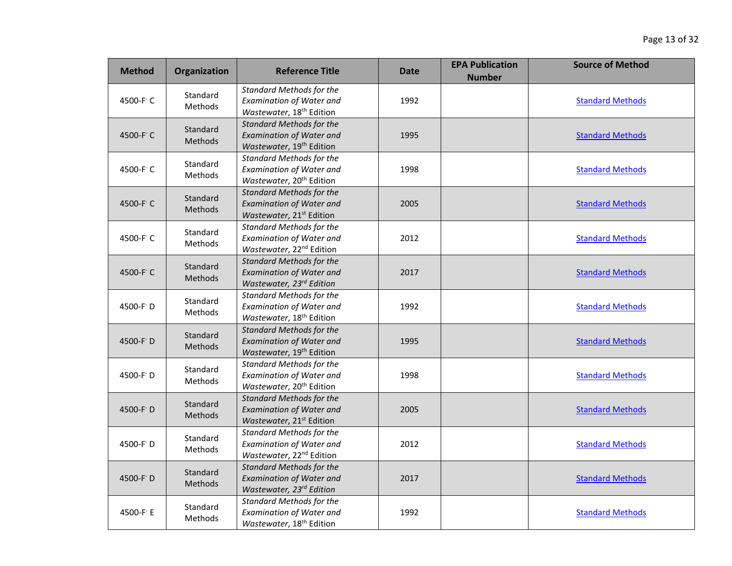| Method | Organization | Reference Title | Date | EPA Publication Number | Source of Method |
|---|---|---|---|---|---|
| 4500-$F^-$ C | Standard Methods | *Standard Methods for the Examination of Water and Wastewater*, 18th Edition | 1992 | | Standard Methods |
| 4500-$F^-$ C | Standard Methods | *Standard Methods for the Examination of Water and Wastewater*, 19th Edition | 1995 | | Standard Methods |
| 4500-$F^-$ C | Standard Methods | *Standard Methods for the Examination of Water and Wastewater*, 20th Edition | 1998 | | Standard Methods |
| 4500-$F^-$ C | Standard Methods | *Standard Methods for the Examination of Water and Wastewater*, 21st Edition | 2005 | | Standard Methods |
| 4500-$F^-$ C | Standard Methods | *Standard Methods for the Examination of Water and Wastewater*, 22nd Edition | 2012 | | Standard Methods |
| 4500-$F^-$ C | Standard Methods | *Standard Methods for the Examination of Water and Wastewater, 23rd Edition* | 2017 | | Standard Methods |
| 4500-$F^-$ D | Standard Methods | *Standard Methods for the Examination of Water and Wastewater*, 18th Edition | 1992 | | Standard Methods |
| 4500-$F^-$ D | Standard Methods | *Standard Methods for the Examination of Water and Wastewater*, 19th Edition | 1995 | | Standard Methods |
| 4500-$F^-$ D | Standard Methods | *Standard Methods for the Examination of Water and Wastewater*, 20th Edition | 1998 | | Standard Methods |
| 4500-$F^-$ D | Standard Methods | *Standard Methods for the Examination of Water and Wastewater*, 21st Edition | 2005 | | Standard Methods |
| 4500-$F^-$ D | Standard Methods | *Standard Methods for the Examination of Water and Wastewater*, 22nd Edition | 2012 | | Standard Methods |
| 4500-$F^-$ D | Standard Methods | *Standard Methods for the Examination of Water and Wastewater, 23rd Edition* | 2017 | | Standard Methods |
| 4500-$F^-$ E | Standard Methods | *Standard Methods for the Examination of Water and Wastewater*, 18th Edition | 1992 | | Standard Methods |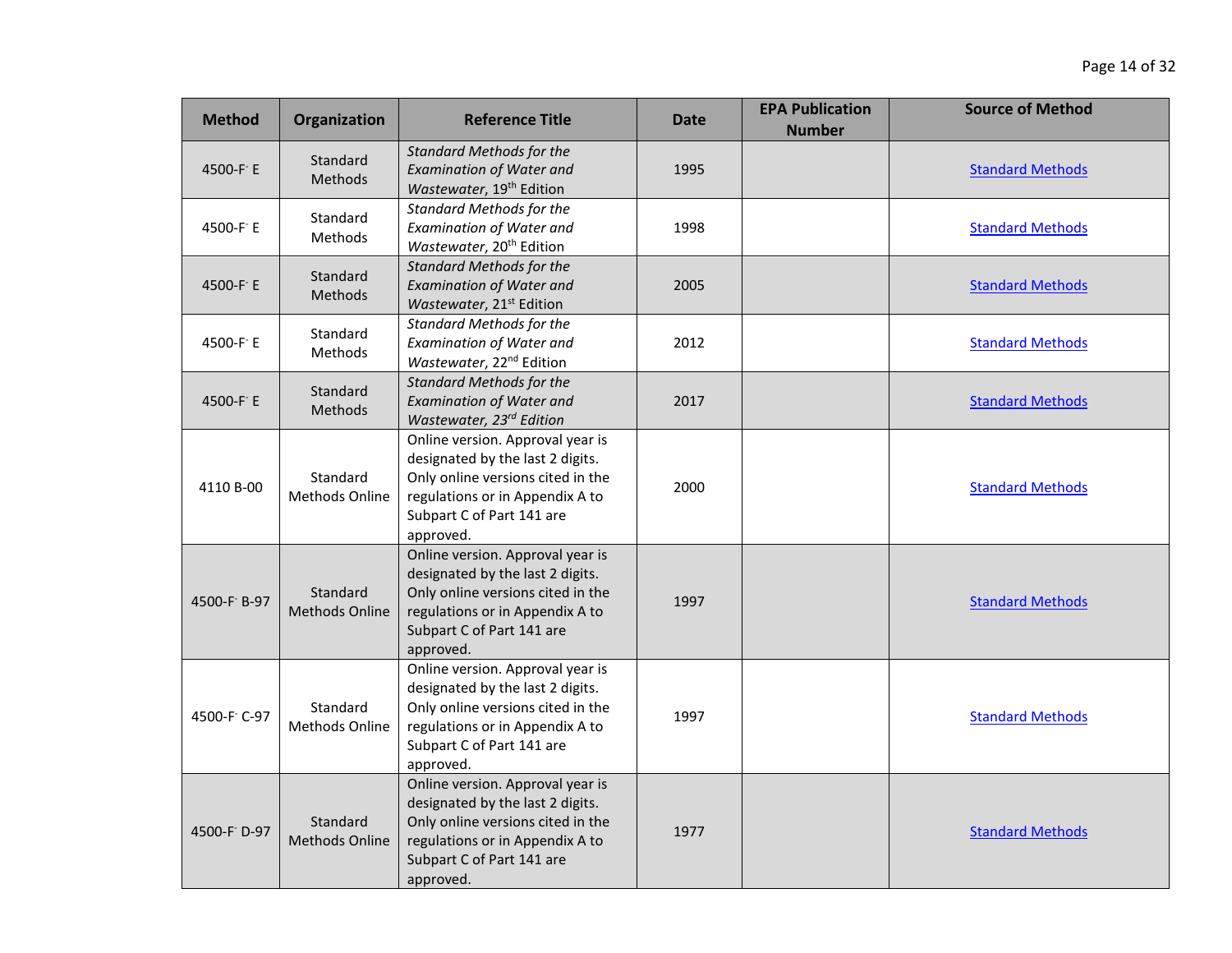| Method | Organization | Reference Title | Date | EPA Publication Number | Source of Method |
|---|---|---|---|---|---|
| 4500-$F^-$ E | Standard Methods | *Standard Methods for the Examination of Water and Wastewater*, 19th Edition | 1995 | | Standard Methods |
| 4500-$F^-$ E | Standard Methods | *Standard Methods for the Examination of Water and Wastewater*, 20th Edition | 1998 | | Standard Methods |
| 4500-$F^-$ E | Standard Methods | *Standard Methods for the Examination of Water and Wastewater*, 21st Edition | 2005 | | Standard Methods |
| 4500-$F^-$ E | Standard Methods | *Standard Methods for the Examination of Water and Wastewater*, 22nd Edition | 2012 | | Standard Methods |
| 4500-$F^-$ E | Standard Methods | *Standard Methods for the Examination of Water and Wastewater, 23rd Edition* | 2017 | | Standard Methods |
| 4110 B-00 | Standard Methods Online | Online version. Approval year is designated by the last 2 digits. Only online versions cited in the regulations or in Appendix A to Subpart C of Part 141 are approved. | 2000 | | Standard Methods |
| 4500-$F^-$ B-97 | Standard Methods Online | Online version. Approval year is designated by the last 2 digits. Only online versions cited in the regulations or in Appendix A to Subpart C of Part 141 are approved. | 1997 | | Standard Methods |
| 4500-$F^-$ C-97 | Standard Methods Online | Online version. Approval year is designated by the last 2 digits. Only online versions cited in the regulations or in Appendix A to Subpart C of Part 141 are approved. | 1997 | | Standard Methods |
| 4500-$F^-$ D-97 | Standard Methods Online | Online version. Approval year is designated by the last 2 digits. Only online versions cited in the regulations or in Appendix A to Subpart C of Part 141 are approved. | 1977 | | Standard Methods |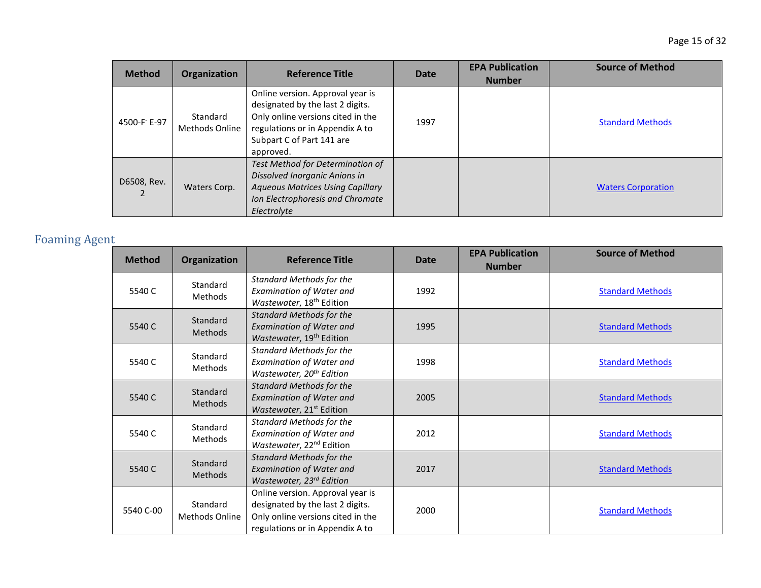| Method | Organization | Reference Title | Date | EPA Publication Number | Source of Method |
| --- | --- | --- | --- | --- | --- |
| 4500-$F^-$ E-97 | Standard Methods Online | Online version. Approval year is designated by the last 2 digits. Only online versions cited in the regulations or in Appendix A to Subpart C of Part 141 are approved. | 1997 | | Standard Methods |
| D6508, Rev. 2 | Waters Corp. | *Test Method for Determination of Dissolved Inorganic Anions in Aqueous Matrices Using Capillary Ion Electrophoresis and Chromate Electrolyte* | | | Waters Corporation |

## Foaming Agent

| Method | Organization | Reference Title | Date | EPA Publication Number | Source of Method |
| --- | --- | --- | --- | --- | --- |
| 5540 C | Standard Methods | *Standard Methods for the Examination of Water and Wastewater*, 18th Edition | 1992 | | Standard Methods |
| 5540 C | Standard Methods | *Standard Methods for the Examination of Water and Wastewater*, 19th Edition | 1995 | | Standard Methods |
| 5540 C | Standard Methods | *Standard Methods for the Examination of Water and Wastewater, 20th Edition* | 1998 | | Standard Methods |
| 5540 C | Standard Methods | *Standard Methods for the Examination of Water and Wastewater*, 21st Edition | 2005 | | Standard Methods |
| 5540 C | Standard Methods | *Standard Methods for the Examination of Water and Wastewater*, 22nd Edition | 2012 | | Standard Methods |
| 5540 C | Standard Methods | *Standard Methods for the Examination of Water and Wastewater, 23rd Edition* | 2017 | | Standard Methods |
| 5540 C-00 | Standard Methods Online | Online version. Approval year is designated by the last 2 digits. Only online versions cited in the regulations or in Appendix A to | 2000 | | Standard Methods |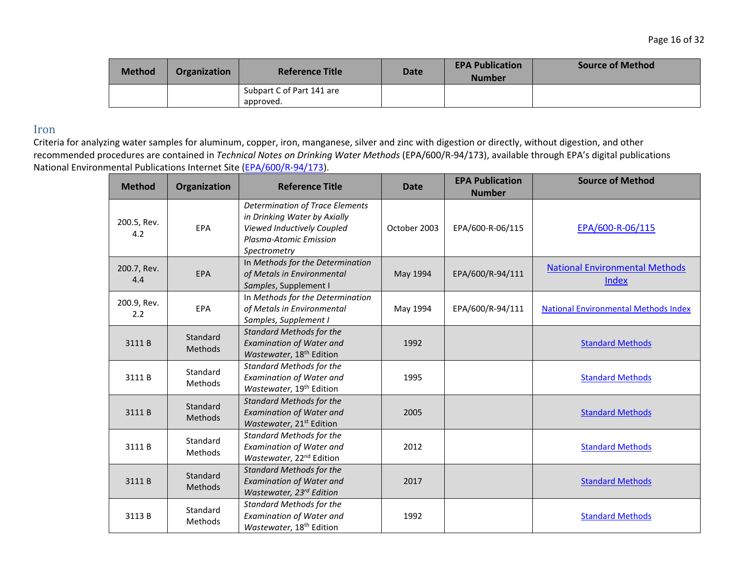| Method | Organization | Reference Title | Date | EPA Publication Number | Source of Method |
|---|---|---|---|---|---|
| | | Subpart C of Part 141 are approved. | | | |

## Iron

Criteria for analyzing water samples for aluminum, copper, iron, manganese, silver and zinc with digestion or directly, without digestion, and other recommended procedures are contained in *Technical Notes on Drinking Water Methods* (EPA/600/R-94/173), available through EPA's digital publications National Environmental Publications Internet Site ([EPA/600/R-94/173]).

| Method | Organization | Reference Title | Date | EPA Publication Number | Source of Method |
|---|---|---|---|---|---|
| 200.5, Rev. 4.2 | EPA | *Determination of Trace Elements in Drinking Water by Axially Viewed Inductively Coupled Plasma-Atomic Emission Spectrometry* | October 2003 | EPA/600-R-06/115 | EPA/600-R-06/115 |
| 200.7, Rev. 4.4 | EPA | In *Methods for the Determination of Metals in Environmental Samples*, Supplement I | May 1994 | EPA/600/R-94/111 | National Environmental Methods Index |
| 200.9, Rev. 2.2 | EPA | In *Methods for the Determination of Metals in Environmental Samples, Supplement I* | May 1994 | EPA/600/R-94/111 | National Environmental Methods Index |
| 3111 B | Standard Methods | *Standard Methods for the Examination of Water and Wastewater*, 18th Edition | 1992 | | Standard Methods |
| 3111 B | Standard Methods | *Standard Methods for the Examination of Water and Wastewater*, 19th Edition | 1995 | | Standard Methods |
| 3111 B | Standard Methods | *Standard Methods for the Examination of Water and Wastewater*, 21st Edition | 2005 | | Standard Methods |
| 3111 B | Standard Methods | *Standard Methods for the Examination of Water and Wastewater*, 22nd Edition | 2012 | | Standard Methods |
| 3111 B | Standard Methods | *Standard Methods for the Examination of Water and Wastewater, 23rd Edition* | 2017 | | Standard Methods |
| 3113 B | Standard Methods | *Standard Methods for the Examination of Water and Wastewater*, 18th Edition | 1992 | | Standard Methods |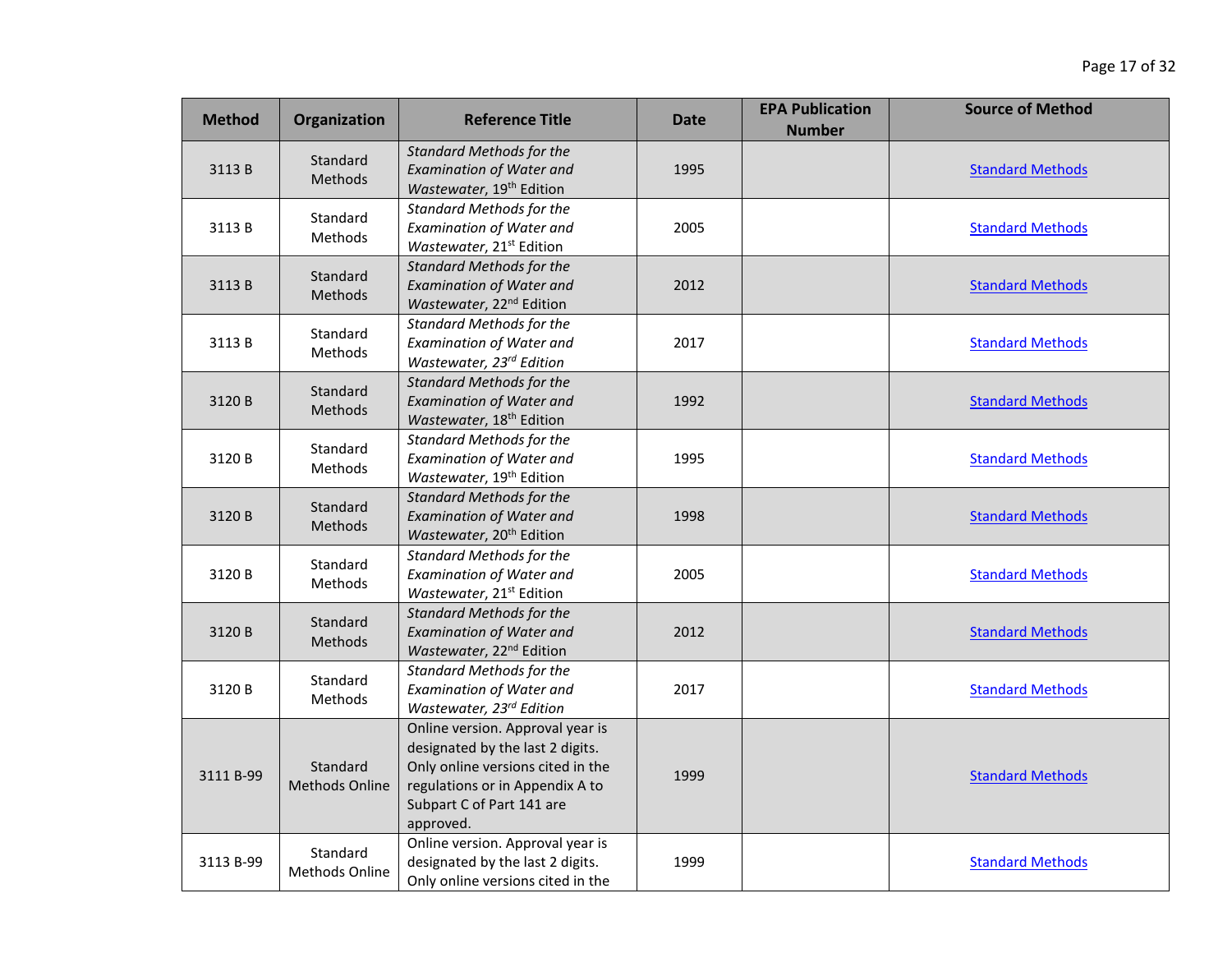| Method | Organization | Reference Title | Date | EPA Publication Number | Source of Method |
|---|---|---|---|---|---|
| 3113 B | Standard Methods | *Standard Methods for the Examination of Water and Wastewater*, 19th Edition | 1995 | | Standard Methods |
| 3113 B | Standard Methods | *Standard Methods for the Examination of Water and Wastewater*, 21st Edition | 2005 | | Standard Methods |
| 3113 B | Standard Methods | *Standard Methods for the Examination of Water and Wastewater*, 22nd Edition | 2012 | | Standard Methods |
| 3113 B | Standard Methods | *Standard Methods for the Examination of Water and Wastewater, 23rd Edition* | 2017 | | Standard Methods |
| 3120 B | Standard Methods | *Standard Methods for the Examination of Water and Wastewater*, 18th Edition | 1992 | | Standard Methods |
| 3120 B | Standard Methods | *Standard Methods for the Examination of Water and Wastewater*, 19th Edition | 1995 | | Standard Methods |
| 3120 B | Standard Methods | *Standard Methods for the Examination of Water and Wastewater*, 20th Edition | 1998 | | Standard Methods |
| 3120 B | Standard Methods | *Standard Methods for the Examination of Water and Wastewater*, 21st Edition | 2005 | | Standard Methods |
| 3120 B | Standard Methods | *Standard Methods for the Examination of Water and Wastewater*, 22nd Edition | 2012 | | Standard Methods |
| 3120 B | Standard Methods | *Standard Methods for the Examination of Water and Wastewater, 23rd Edition* | 2017 | | Standard Methods |
| 3111 B-99 | Standard Methods Online | Online version. Approval year is designated by the last 2 digits. Only online versions cited in the regulations or in Appendix A to Subpart C of Part 141 are approved. | 1999 | | Standard Methods |
| 3113 B-99 | Standard Methods Online | Online version. Approval year is designated by the last 2 digits. Only online versions cited in the | 1999 | | Standard Methods |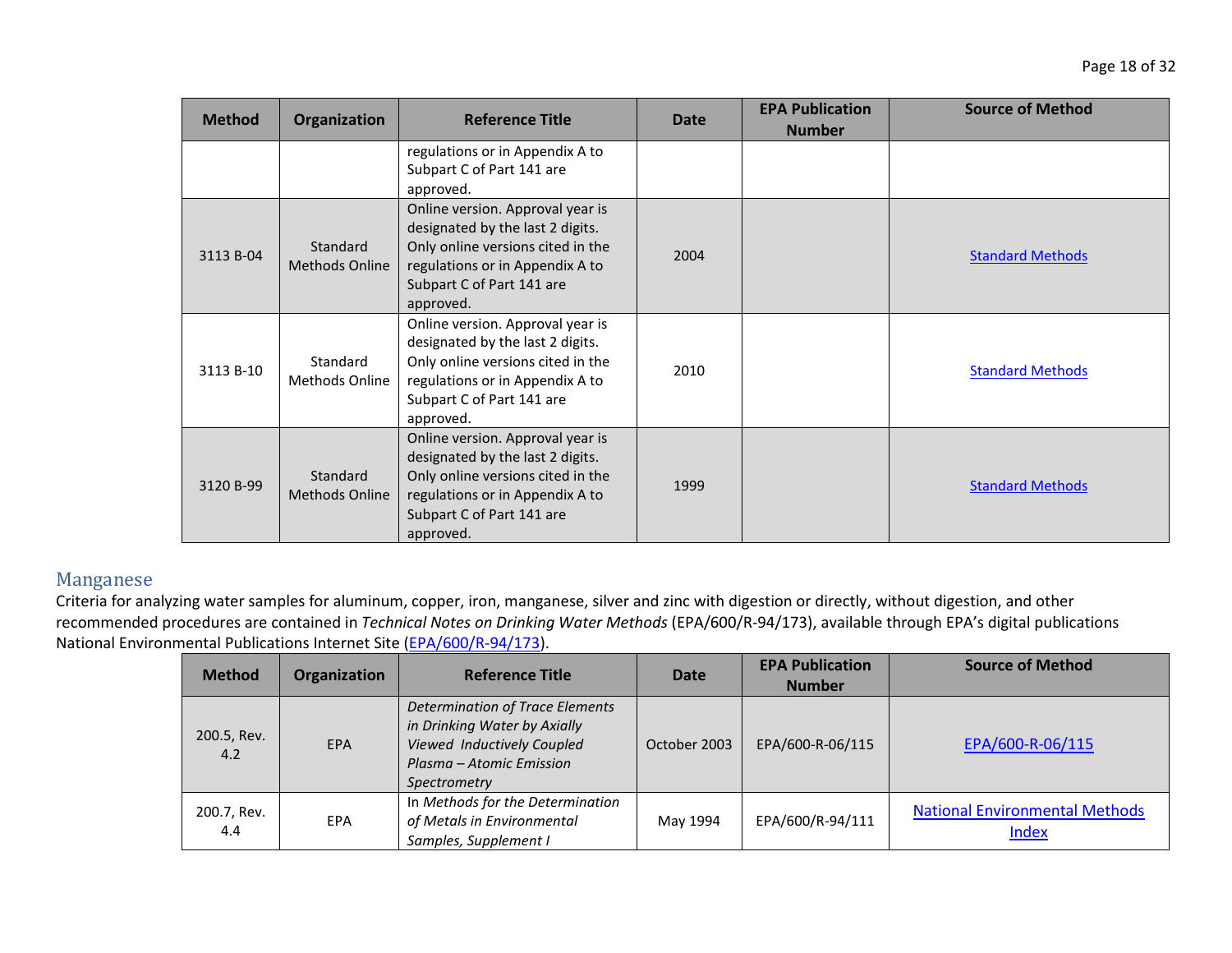| Method | Organization | Reference Title | Date | EPA Publication Number | Source of Method |
| --- | --- | --- | --- | --- | --- |
| | | regulations or in Appendix A to Subpart C of Part 141 are approved. | | | |
| 3113 B-04 | Standard Methods Online | Online version. Approval year is designated by the last 2 digits. Only online versions cited in the regulations or in Appendix A to Subpart C of Part 141 are approved. | 2004 | | [Standard Methods]() |
| 3113 B-10 | Standard Methods Online | Online version. Approval year is designated by the last 2 digits. Only online versions cited in the regulations or in Appendix A to Subpart C of Part 141 are approved. | 2010 | | [Standard Methods]() |
| 3120 B-99 | Standard Methods Online | Online version. Approval year is designated by the last 2 digits. Only online versions cited in the regulations or in Appendix A to Subpart C of Part 141 are approved. | 1999 | | [Standard Methods]() |

## Manganese

Criteria for analyzing water samples for aluminum, copper, iron, manganese, silver and zinc with digestion or directly, without digestion, and other recommended procedures are contained in *Technical Notes on Drinking Water Methods* (EPA/600/R-94/173), available through EPA's digital publications National Environmental Publications Internet Site ([EPA/600/R-94/173]()).

| Method | Organization | Reference Title | Date | EPA Publication Number | Source of Method |
| --- | --- | --- | --- | --- | --- |
| 200.5, Rev. 4.2 | EPA | *Determination of Trace Elements in Drinking Water by Axially Viewed Inductively Coupled Plasma – Atomic Emission Spectrometry* | October 2003 | EPA/600-R-06/115 | [EPA/600-R-06/115]() |
| 200.7, Rev. 4.4 | EPA | In *Methods for the Determination of Metals in Environmental Samples, Supplement I* | May 1994 | EPA/600/R-94/111 | [National Environmental Methods Index]() |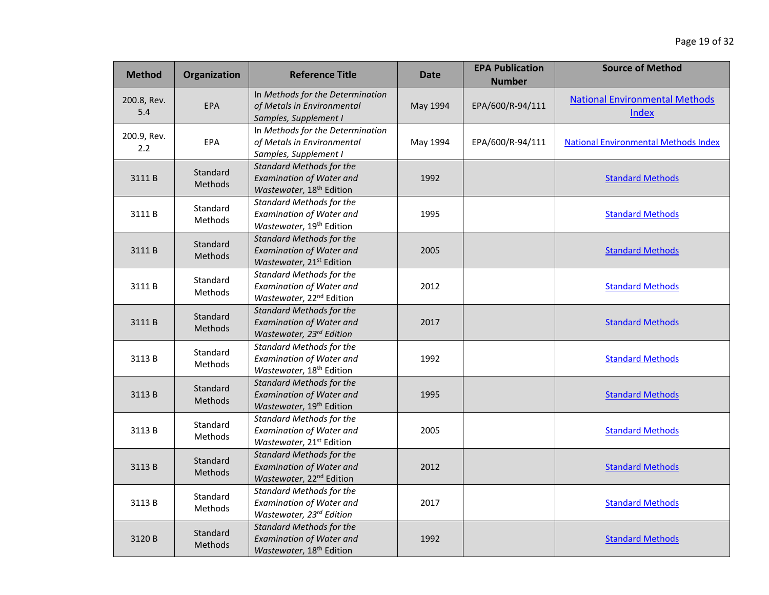| Method | Organization | Reference Title | Date | EPA Publication Number | Source of Method |
|---|---|---|---|---|---|
| 200.8, Rev. 5.4 | EPA | In *Methods for the Determination of Metals in Environmental Samples, Supplement I* | May 1994 | EPA/600/R-94/111 | National Environmental Methods Index |
| 200.9, Rev. 2.2 | EPA | In *Methods for the Determination of Metals in Environmental Samples, Supplement I* | May 1994 | EPA/600/R-94/111 | National Environmental Methods Index |
| 3111 B | Standard Methods | *Standard Methods for the Examination of Water and Wastewater*, 18th Edition | 1992 | | Standard Methods |
| 3111 B | Standard Methods | *Standard Methods for the Examination of Water and Wastewater*, 19th Edition | 1995 | | Standard Methods |
| 3111 B | Standard Methods | *Standard Methods for the Examination of Water and Wastewater*, 21st Edition | 2005 | | Standard Methods |
| 3111 B | Standard Methods | *Standard Methods for the Examination of Water and Wastewater*, 22nd Edition | 2012 | | Standard Methods |
| 3111 B | Standard Methods | *Standard Methods for the Examination of Water and Wastewater, 23rd Edition* | 2017 | | Standard Methods |
| 3113 B | Standard Methods | *Standard Methods for the Examination of Water and Wastewater*, 18th Edition | 1992 | | Standard Methods |
| 3113 B | Standard Methods | *Standard Methods for the Examination of Water and Wastewater*, 19th Edition | 1995 | | Standard Methods |
| 3113 B | Standard Methods | *Standard Methods for the Examination of Water and Wastewater*, 21st Edition | 2005 | | Standard Methods |
| 3113 B | Standard Methods | *Standard Methods for the Examination of Water and Wastewater*, 22nd Edition | 2012 | | Standard Methods |
| 3113 B | Standard Methods | *Standard Methods for the Examination of Water and Wastewater, 23rd Edition* | 2017 | | Standard Methods |
| 3120 B | Standard Methods | *Standard Methods for the Examination of Water and Wastewater*, 18th Edition | 1992 | | Standard Methods |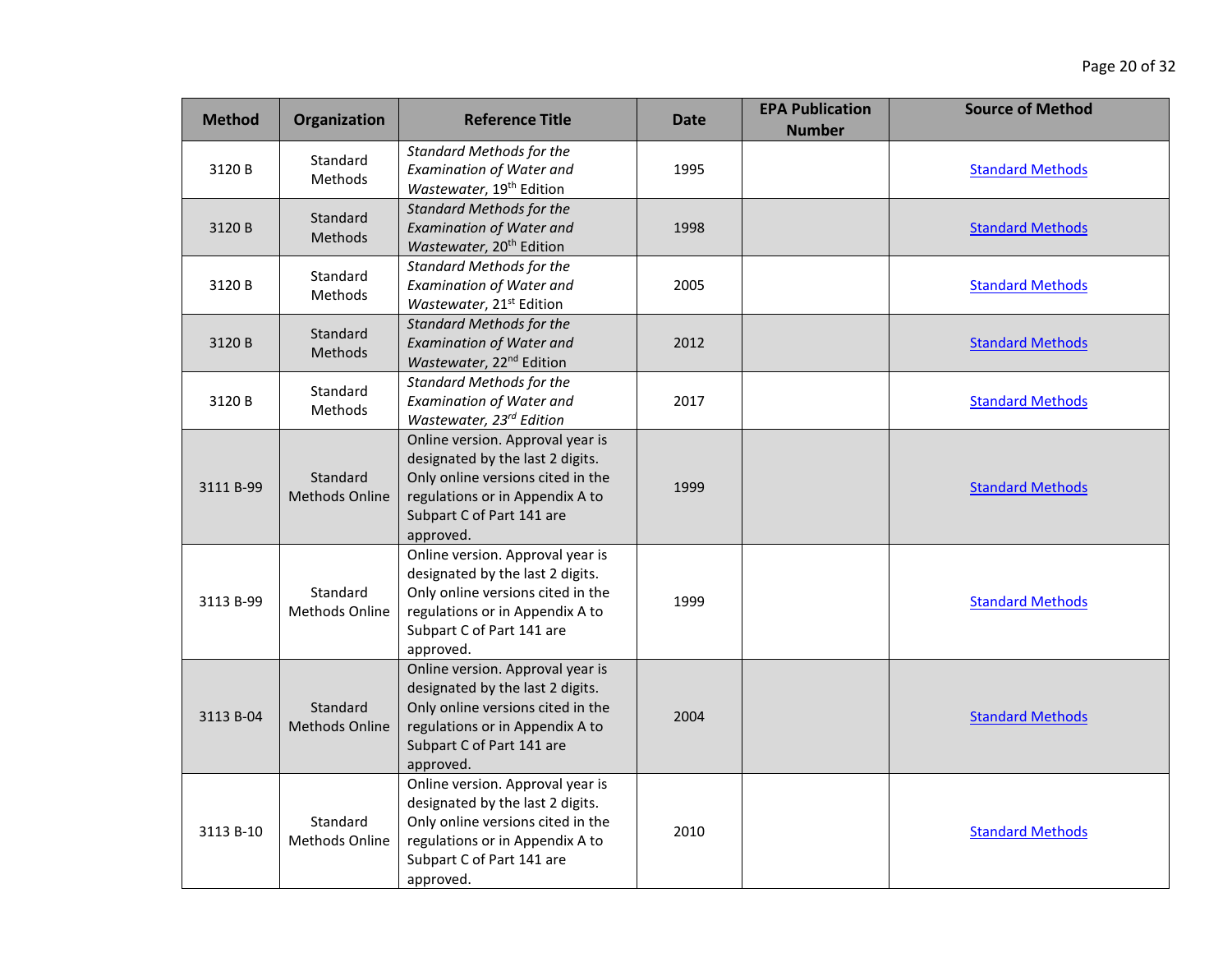| Method | Organization | Reference Title | Date | EPA Publication Number | Source of Method |
|---|---|---|---|---|---|
| 3120 B | Standard Methods | *Standard Methods for the Examination of Water and Wastewater*, 19th Edition | 1995 | | Standard Methods |
| 3120 B | Standard Methods | *Standard Methods for the Examination of Water and Wastewater*, 20th Edition | 1998 | | Standard Methods |
| 3120 B | Standard Methods | *Standard Methods for the Examination of Water and Wastewater*, 21st Edition | 2005 | | Standard Methods |
| 3120 B | Standard Methods | *Standard Methods for the Examination of Water and Wastewater*, 22nd Edition | 2012 | | Standard Methods |
| 3120 B | Standard Methods | *Standard Methods for the Examination of Water and Wastewater, 23rd Edition* | 2017 | | Standard Methods |
| 3111 B-99 | Standard Methods Online | Online version. Approval year is designated by the last 2 digits. Only online versions cited in the regulations or in Appendix A to Subpart C of Part 141 are approved. | 1999 | | Standard Methods |
| 3113 B-99 | Standard Methods Online | Online version. Approval year is designated by the last 2 digits. Only online versions cited in the regulations or in Appendix A to Subpart C of Part 141 are approved. | 1999 | | Standard Methods |
| 3113 B-04 | Standard Methods Online | Online version. Approval year is designated by the last 2 digits. Only online versions cited in the regulations or in Appendix A to Subpart C of Part 141 are approved. | 2004 | | Standard Methods |
| 3113 B-10 | Standard Methods Online | Online version. Approval year is designated by the last 2 digits. Only online versions cited in the regulations or in Appendix A to Subpart C of Part 141 are approved. | 2010 | | Standard Methods |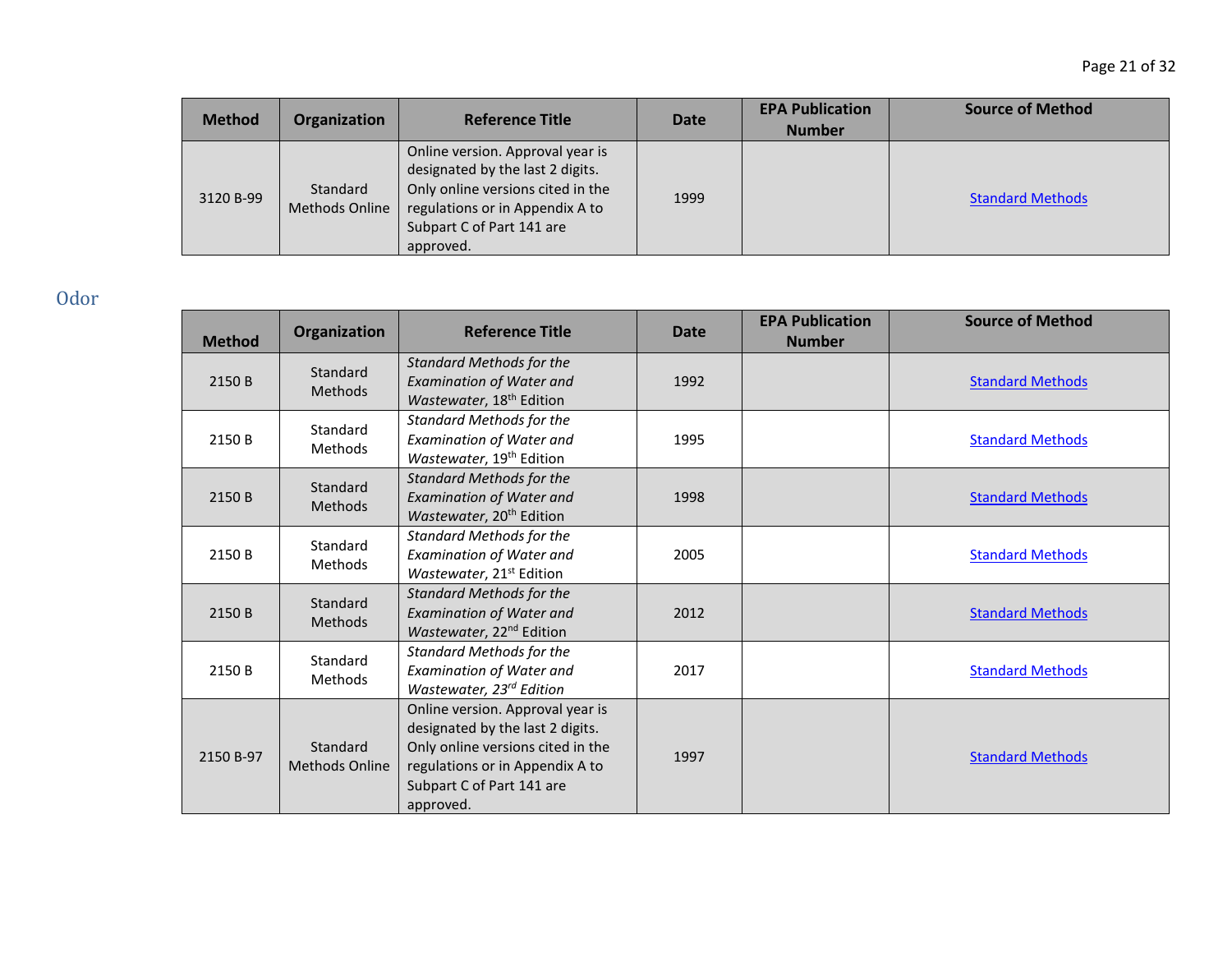| Method | Organization | Reference Title | Date | EPA Publication Number | Source of Method |
|---|---|---|---|---|---|
| 3120 B-99 | Standard Methods Online | Online version. Approval year is designated by the last 2 digits. Only online versions cited in the regulations or in Appendix A to Subpart C of Part 141 are approved. | 1999 | | Standard Methods |

## Odor

| Method | Organization | Reference Title | Date | EPA Publication Number | Source of Method |
|---|---|---|---|---|---|
| 2150 B | Standard Methods | *Standard Methods for the Examination of Water and Wastewater*, 18th Edition | 1992 | | Standard Methods |
| 2150 B | Standard Methods | *Standard Methods for the Examination of Water and Wastewater*, 19th Edition | 1995 | | Standard Methods |
| 2150 B | Standard Methods | *Standard Methods for the Examination of Water and Wastewater*, 20th Edition | 1998 | | Standard Methods |
| 2150 B | Standard Methods | *Standard Methods for the Examination of Water and Wastewater*, 21st Edition | 2005 | | Standard Methods |
| 2150 B | Standard Methods | *Standard Methods for the Examination of Water and Wastewater*, 22nd Edition | 2012 | | Standard Methods |
| 2150 B | Standard Methods | *Standard Methods for the Examination of Water and Wastewater, 23rd Edition* | 2017 | | Standard Methods |
| 2150 B-97 | Standard Methods Online | Online version. Approval year is designated by the last 2 digits. Only online versions cited in the regulations or in Appendix A to Subpart C of Part 141 are approved. | 1997 | | Standard Methods |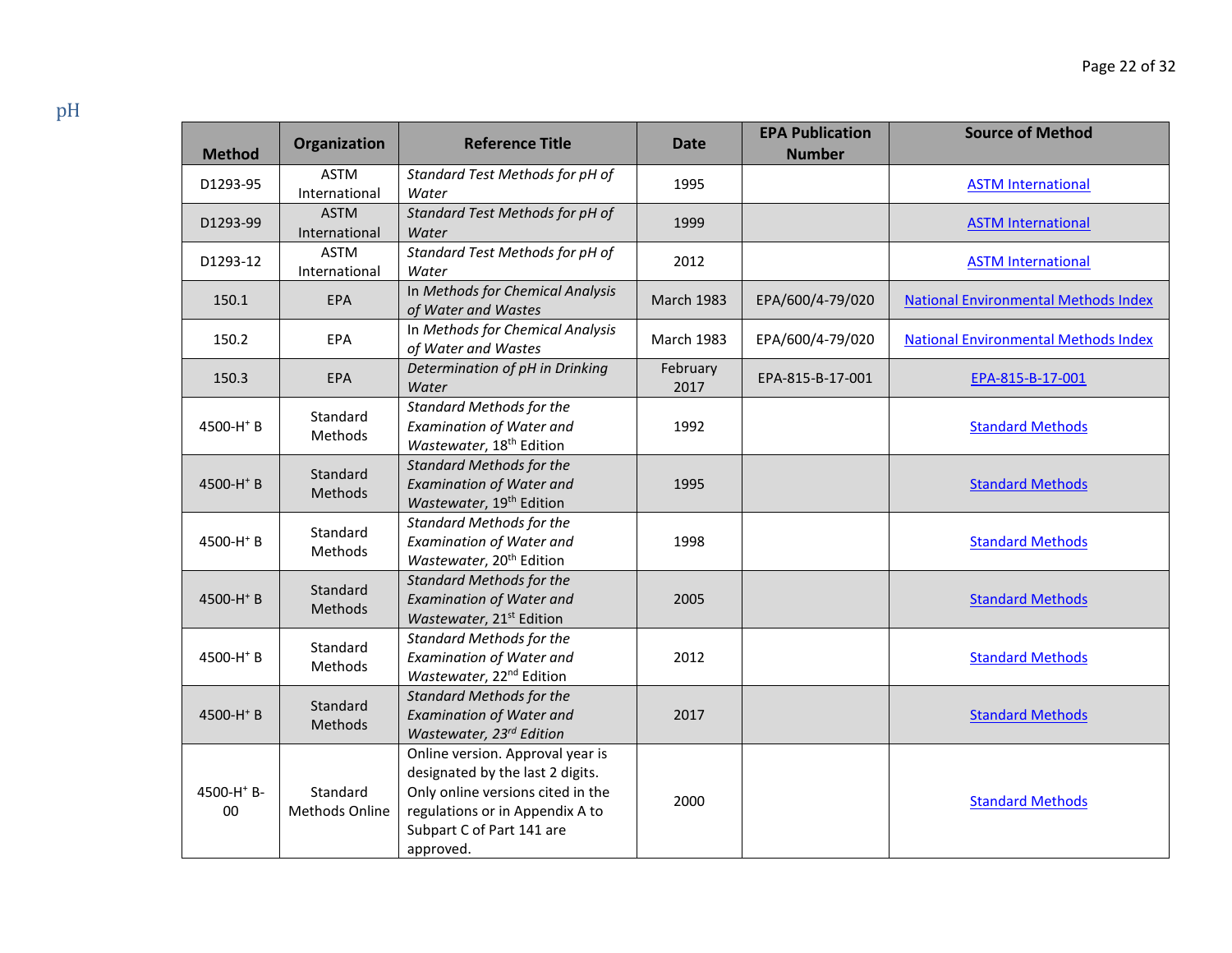## pH

| Method | Organization | Reference Title | Date | EPA Publication Number | Source of Method |
|---|---|---|---|---|---|
| D1293-95 | ASTM International | *Standard Test Methods for pH of Water* | 1995 | | ASTM International |
| D1293-99 | ASTM International | *Standard Test Methods for pH of Water* | 1999 | | ASTM International |
| D1293-12 | ASTM International | *Standard Test Methods for pH of Water* | 2012 | | ASTM International |
| 150.1 | EPA | In *Methods for Chemical Analysis of Water and Wastes* | March 1983 | EPA/600/4-79/020 | National Environmental Methods Index |
| 150.2 | EPA | In *Methods for Chemical Analysis of Water and Wastes* | March 1983 | EPA/600/4-79/020 | National Environmental Methods Index |
| 150.3 | EPA | *Determination of pH in Drinking Water* | February 2017 | EPA-815-B-17-001 | EPA-815-B-17-001 |
| 4500-$H^+$ B | Standard Methods | *Standard Methods for the Examination of Water and Wastewater*, 18th Edition | 1992 | | Standard Methods |
| 4500-$H^+$ B | Standard Methods | *Standard Methods for the Examination of Water and Wastewater*, 19th Edition | 1995 | | Standard Methods |
| 4500-$H^+$ B | Standard Methods | *Standard Methods for the Examination of Water and Wastewater*, 20th Edition | 1998 | | Standard Methods |
| 4500-$H^+$ B | Standard Methods | *Standard Methods for the Examination of Water and Wastewater*, 21st Edition | 2005 | | Standard Methods |
| 4500-$H^+$ B | Standard Methods | *Standard Methods for the Examination of Water and Wastewater*, 22nd Edition | 2012 | | Standard Methods |
| 4500-$H^+$ B | Standard Methods | *Standard Methods for the Examination of Water and Wastewater, 23rd Edition* | 2017 | | Standard Methods |
| 4500-$H^+$ B-00 | Standard Methods Online | Online version. Approval year is designated by the last 2 digits. Only online versions cited in the regulations or in Appendix A to Subpart C of Part 141 are approved. | 2000 | | Standard Methods |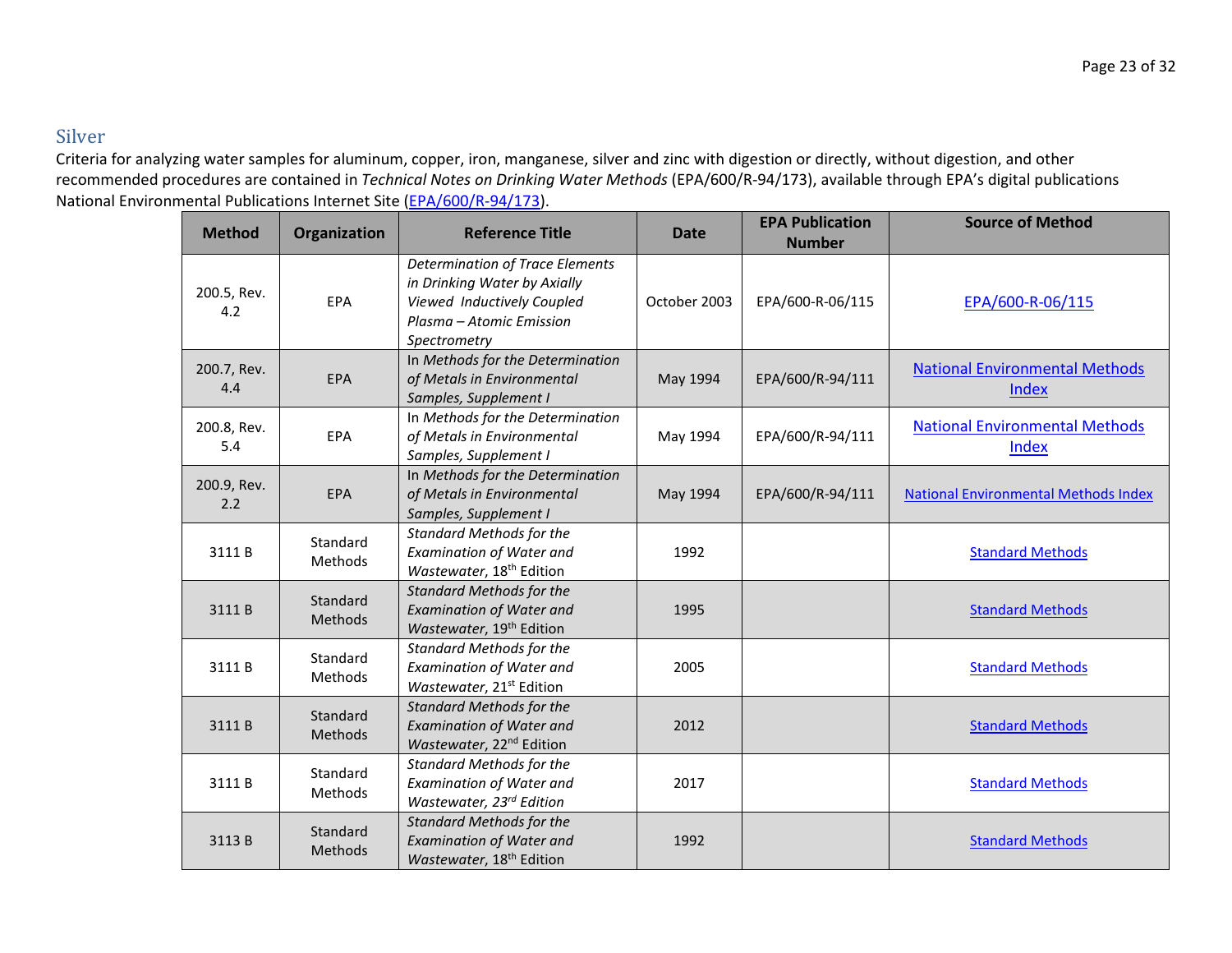## Silver

Criteria for analyzing water samples for aluminum, copper, iron, manganese, silver and zinc with digestion or directly, without digestion, and other recommended procedures are contained in *Technical Notes on Drinking Water Methods* (EPA/600/R-94/173), available through EPA's digital publications National Environmental Publications Internet Site (EPA/600/R-94/173).

| Method | Organization | Reference Title | Date | EPA Publication Number | Source of Method |
|---|---|---|---|---|---|
| 200.5, Rev. 4.2 | EPA | *Determination of Trace Elements in Drinking Water by Axially Viewed Inductively Coupled Plasma – Atomic Emission Spectrometry* | October 2003 | EPA/600-R-06/115 | EPA/600-R-06/115 |
| 200.7, Rev. 4.4 | EPA | In *Methods for the Determination of Metals in Environmental Samples, Supplement I* | May 1994 | EPA/600/R-94/111 | National Environmental Methods Index |
| 200.8, Rev. 5.4 | EPA | In *Methods for the Determination of Metals in Environmental Samples, Supplement I* | May 1994 | EPA/600/R-94/111 | National Environmental Methods Index |
| 200.9, Rev. 2.2 | EPA | In *Methods for the Determination of Metals in Environmental Samples, Supplement I* | May 1994 | EPA/600/R-94/111 | National Environmental Methods Index |
| 3111 B | Standard Methods | *Standard Methods for the Examination of Water and Wastewater*, 18th Edition | 1992 | | Standard Methods |
| 3111 B | Standard Methods | *Standard Methods for the Examination of Water and Wastewater*, 19th Edition | 1995 | | Standard Methods |
| 3111 B | Standard Methods | *Standard Methods for the Examination of Water and Wastewater*, 21st Edition | 2005 | | Standard Methods |
| 3111 B | Standard Methods | *Standard Methods for the Examination of Water and Wastewater*, 22nd Edition | 2012 | | Standard Methods |
| 3111 B | Standard Methods | *Standard Methods for the Examination of Water and Wastewater, 23rd Edition* | 2017 | | Standard Methods |
| 3113 B | Standard Methods | *Standard Methods for the Examination of Water and Wastewater*, 18th Edition | 1992 | | Standard Methods |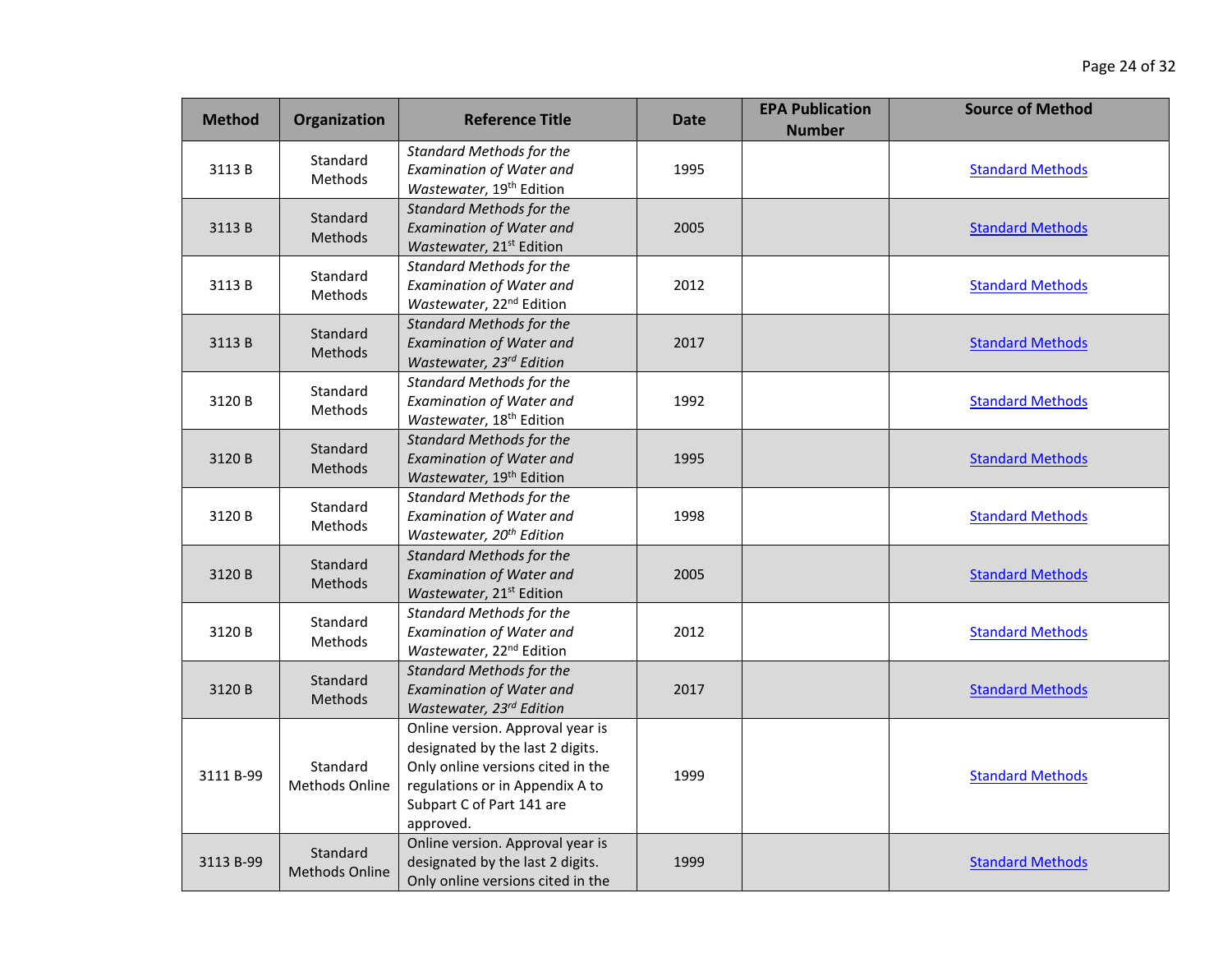| Method | Organization | Reference Title | Date | EPA Publication Number | Source of Method |
|---|---|---|---|---|---|
| 3113 B | Standard Methods | *Standard Methods for the Examination of Water and Wastewater*, 19th Edition | 1995 | | Standard Methods |
| 3113 B | Standard Methods | *Standard Methods for the Examination of Water and Wastewater*, 21st Edition | 2005 | | Standard Methods |
| 3113 B | Standard Methods | *Standard Methods for the Examination of Water and Wastewater*, 22nd Edition | 2012 | | Standard Methods |
| 3113 B | Standard Methods | *Standard Methods for the Examination of Water and Wastewater, 23rd Edition* | 2017 | | Standard Methods |
| 3120 B | Standard Methods | *Standard Methods for the Examination of Water and Wastewater*, 18th Edition | 1992 | | Standard Methods |
| 3120 B | Standard Methods | *Standard Methods for the Examination of Water and Wastewater*, 19th Edition | 1995 | | Standard Methods |
| 3120 B | Standard Methods | *Standard Methods for the Examination of Water and Wastewater, 20th Edition* | 1998 | | Standard Methods |
| 3120 B | Standard Methods | *Standard Methods for the Examination of Water and Wastewater*, 21st Edition | 2005 | | Standard Methods |
| 3120 B | Standard Methods | *Standard Methods for the Examination of Water and Wastewater*, 22nd Edition | 2012 | | Standard Methods |
| 3120 B | Standard Methods | *Standard Methods for the Examination of Water and Wastewater, 23rd Edition* | 2017 | | Standard Methods |
| 3111 B-99 | Standard Methods Online | Online version. Approval year is designated by the last 2 digits. Only online versions cited in the regulations or in Appendix A to Subpart C of Part 141 are approved. | 1999 | | Standard Methods |
| 3113 B-99 | Standard Methods Online | Online version. Approval year is designated by the last 2 digits. Only online versions cited in the | 1999 | | Standard Methods |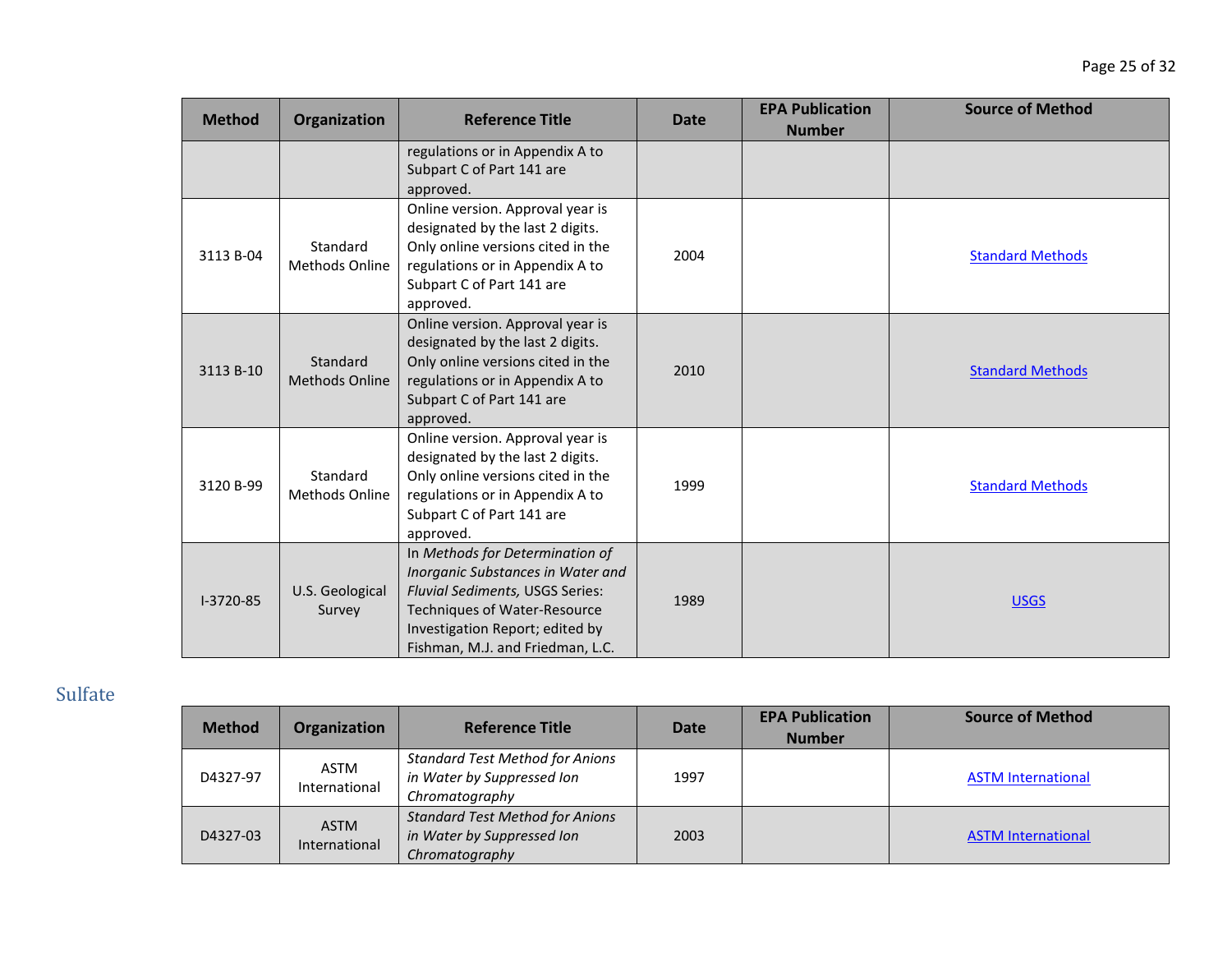| Method | Organization | Reference Title | Date | EPA Publication Number | Source of Method |
|---|---|---|---|---|---|
| | | regulations or in Appendix A to Subpart C of Part 141 are approved. | | | |
| 3113 B-04 | Standard Methods Online | Online version. Approval year is designated by the last 2 digits. Only online versions cited in the regulations or in Appendix A to Subpart C of Part 141 are approved. | 2004 | | Standard Methods |
| 3113 B-10 | Standard Methods Online | Online version. Approval year is designated by the last 2 digits. Only online versions cited in the regulations or in Appendix A to Subpart C of Part 141 are approved. | 2010 | | Standard Methods |
| 3120 B-99 | Standard Methods Online | Online version. Approval year is designated by the last 2 digits. Only online versions cited in the regulations or in Appendix A to Subpart C of Part 141 are approved. | 1999 | | Standard Methods |
| I-3720-85 | U.S. Geological Survey | In *Methods for Determination of Inorganic Substances in Water and Fluvial Sediments,* USGS Series: Techniques of Water-Resource Investigation Report; edited by Fishman, M.J. and Friedman, L.C. | 1989 | | USGS |

## Sulfate

| Method | Organization | Reference Title | Date | EPA Publication Number | Source of Method |
|---|---|---|---|---|---|
| D4327-97 | ASTM International | *Standard Test Method for Anions in Water by Suppressed Ion Chromatography* | 1997 | | ASTM International |
| D4327-03 | ASTM International | *Standard Test Method for Anions in Water by Suppressed Ion Chromatography* | 2003 | | ASTM International |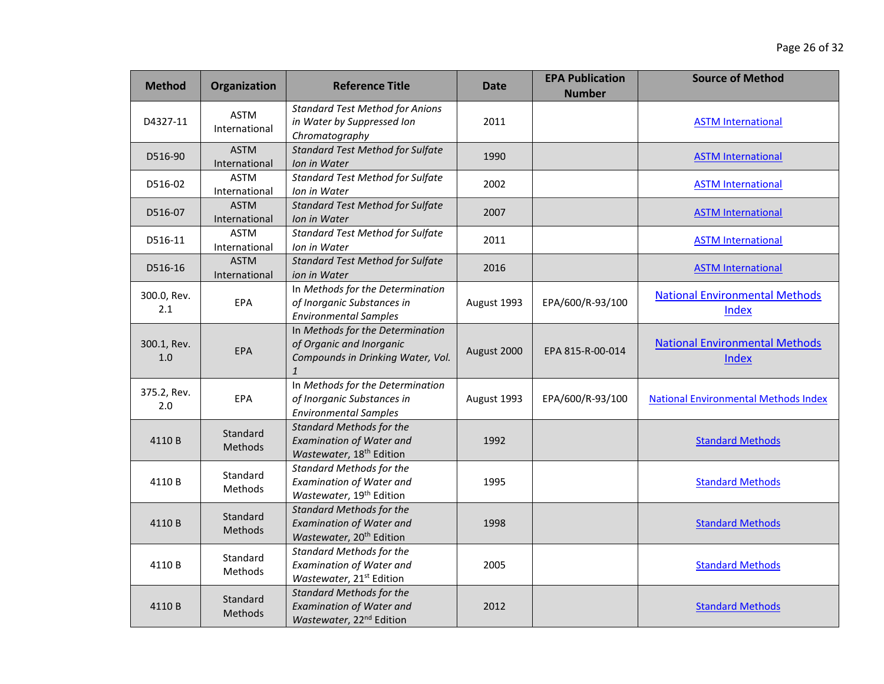| Method | Organization | Reference Title | Date | EPA Publication Number | Source of Method |
| --- | --- | --- | --- | --- | --- |
| D4327-11 | ASTM International | *Standard Test Method for Anions in Water by Suppressed Ion Chromatography* | 2011 | | ASTM International |
| D516-90 | ASTM International | *Standard Test Method for Sulfate Ion in Water* | 1990 | | ASTM International |
| D516-02 | ASTM International | *Standard Test Method for Sulfate Ion in Water* | 2002 | | ASTM International |
| D516-07 | ASTM International | *Standard Test Method for Sulfate Ion in Water* | 2007 | | ASTM International |
| D516-11 | ASTM International | *Standard Test Method for Sulfate Ion in Water* | 2011 | | ASTM International |
| D516-16 | ASTM International | *Standard Test Method for Sulfate ion in Water* | 2016 | | ASTM International |
| 300.0, Rev. 2.1 | EPA | In *Methods for the Determination of Inorganic Substances in Environmental Samples* | August 1993 | EPA/600/R-93/100 | National Environmental Methods Index |
| 300.1, Rev. 1.0 | EPA | In *Methods for the Determination of Organic and Inorganic Compounds in Drinking Water, Vol. 1* | August 2000 | EPA 815-R-00-014 | National Environmental Methods Index |
| 375.2, Rev. 2.0 | EPA | In *Methods for the Determination of Inorganic Substances in Environmental Samples* | August 1993 | EPA/600/R-93/100 | National Environmental Methods Index |
| 4110 B | Standard Methods | *Standard Methods for the Examination of Water and Wastewater*, 18th Edition | 1992 | | Standard Methods |
| 4110 B | Standard Methods | *Standard Methods for the Examination of Water and Wastewater*, 19th Edition | 1995 | | Standard Methods |
| 4110 B | Standard Methods | *Standard Methods for the Examination of Water and Wastewater*, 20th Edition | 1998 | | Standard Methods |
| 4110 B | Standard Methods | *Standard Methods for the Examination of Water and Wastewater*, 21st Edition | 2005 | | Standard Methods |
| 4110 B | Standard Methods | *Standard Methods for the Examination of Water and Wastewater*, 22nd Edition | 2012 | | Standard Methods |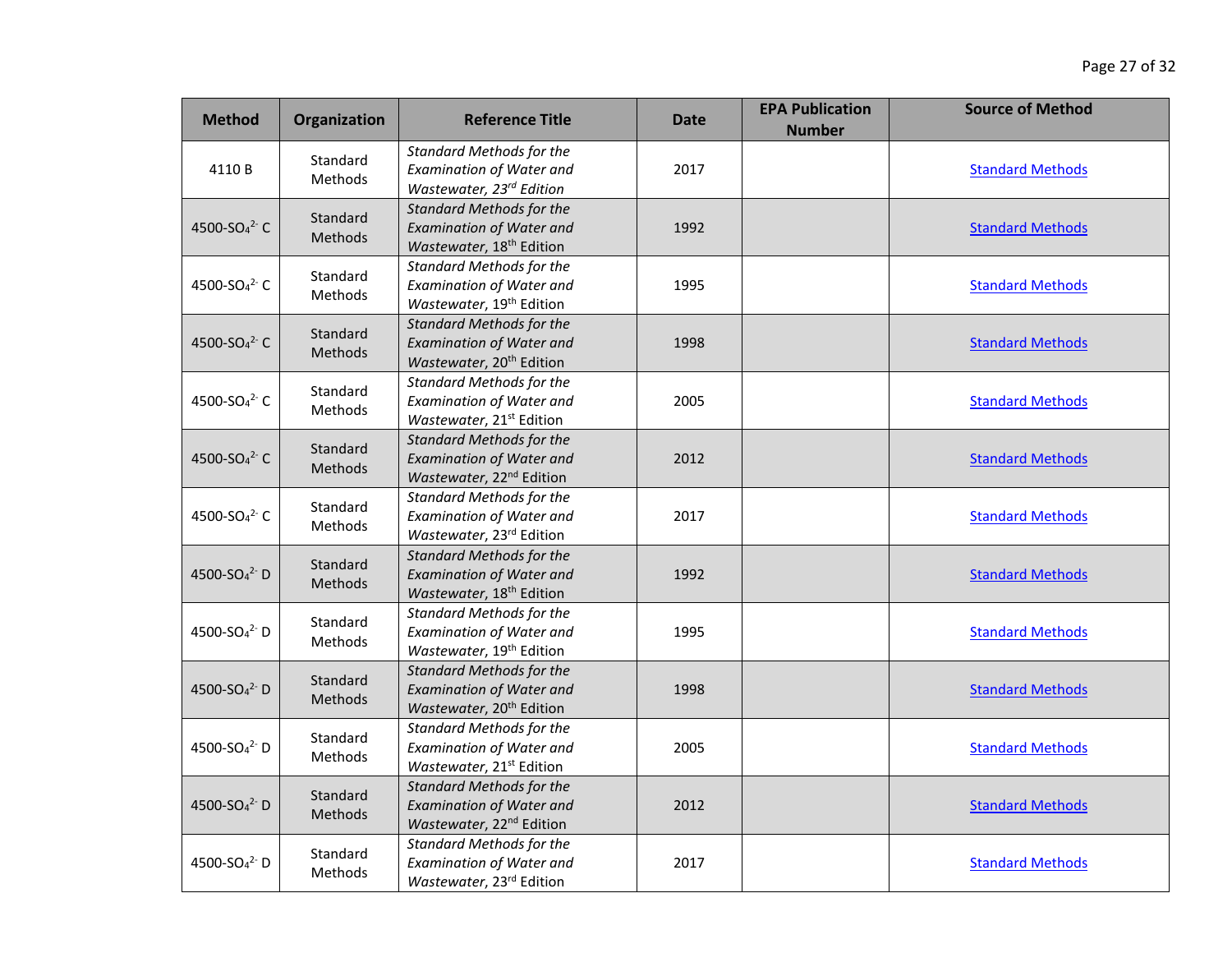| Method | Organization | Reference Title | Date | EPA Publication Number | Source of Method |
|---|---|---|---|---|---|
| 4110 B | Standard Methods | *Standard Methods for the Examination of Water and Wastewater, 23rd Edition* | 2017 | | Standard Methods |
| 4500-$SO_4^{2-}$ C | Standard Methods | *Standard Methods for the Examination of Water and Wastewater*, 18th Edition | 1992 | | Standard Methods |
| 4500-$SO_4^{2-}$ C | Standard Methods | *Standard Methods for the Examination of Water and Wastewater*, 19th Edition | 1995 | | Standard Methods |
| 4500-$SO_4^{2-}$ C | Standard Methods | *Standard Methods for the Examination of Water and Wastewater*, 20th Edition | 1998 | | Standard Methods |
| 4500-$SO_4^{2-}$ C | Standard Methods | *Standard Methods for the Examination of Water and Wastewater*, 21st Edition | 2005 | | Standard Methods |
| 4500-$SO_4^{2-}$ C | Standard Methods | *Standard Methods for the Examination of Water and Wastewater*, 22nd Edition | 2012 | | Standard Methods |
| 4500-$SO_4^{2-}$ C | Standard Methods | *Standard Methods for the Examination of Water and Wastewater*, 23rd Edition | 2017 | | Standard Methods |
| 4500-$SO_4^{2-}$ D | Standard Methods | *Standard Methods for the Examination of Water and Wastewater*, 18th Edition | 1992 | | Standard Methods |
| 4500-$SO_4^{2-}$ D | Standard Methods | *Standard Methods for the Examination of Water and Wastewater*, 19th Edition | 1995 | | Standard Methods |
| 4500-$SO_4^{2-}$ D | Standard Methods | *Standard Methods for the Examination of Water and Wastewater*, 20th Edition | 1998 | | Standard Methods |
| 4500-$SO_4^{2-}$ D | Standard Methods | *Standard Methods for the Examination of Water and Wastewater*, 21st Edition | 2005 | | Standard Methods |
| 4500-$SO_4^{2-}$ D | Standard Methods | *Standard Methods for the Examination of Water and Wastewater*, 22nd Edition | 2012 | | Standard Methods |
| 4500-$SO_4^{2-}$ D | Standard Methods | *Standard Methods for the Examination of Water and Wastewater*, 23rd Edition | 2017 | | Standard Methods |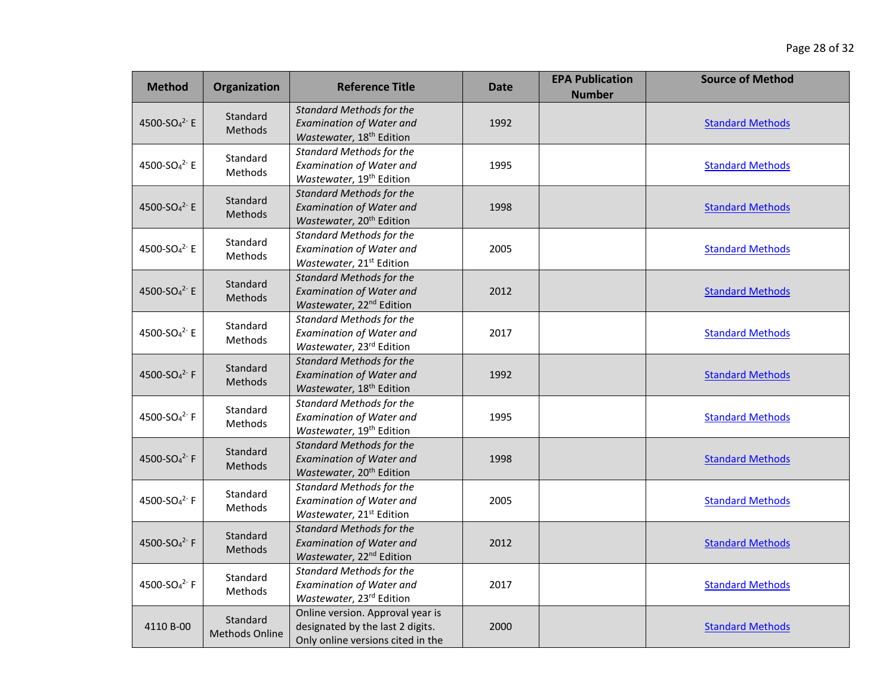| Method | Organization | Reference Title | Date | EPA Publication Number | Source of Method |
|---|---|---|---|---|---|
| 4500-$SO_4^{2-}$ E | Standard Methods | *Standard Methods for the Examination of Water and Wastewater*, 18th Edition | 1992 | | Standard Methods |
| 4500-$SO_4^{2-}$ E | Standard Methods | *Standard Methods for the Examination of Water and Wastewater*, 19th Edition | 1995 | | Standard Methods |
| 4500-$SO_4^{2-}$ E | Standard Methods | *Standard Methods for the Examination of Water and Wastewater*, 20th Edition | 1998 | | Standard Methods |
| 4500-$SO_4^{2-}$ E | Standard Methods | *Standard Methods for the Examination of Water and Wastewater*, 21st Edition | 2005 | | Standard Methods |
| 4500-$SO_4^{2-}$ E | Standard Methods | *Standard Methods for the Examination of Water and Wastewater*, 22nd Edition | 2012 | | Standard Methods |
| 4500-$SO_4^{2-}$ E | Standard Methods | *Standard Methods for the Examination of Water and Wastewater*, 23rd Edition | 2017 | | Standard Methods |
| 4500-$SO_4^{2-}$ F | Standard Methods | *Standard Methods for the Examination of Water and Wastewater*, 18th Edition | 1992 | | Standard Methods |
| 4500-$SO_4^{2-}$ F | Standard Methods | *Standard Methods for the Examination of Water and Wastewater*, 19th Edition | 1995 | | Standard Methods |
| 4500-$SO_4^{2-}$ F | Standard Methods | *Standard Methods for the Examination of Water and Wastewater*, 20th Edition | 1998 | | Standard Methods |
| 4500-$SO_4^{2-}$ F | Standard Methods | *Standard Methods for the Examination of Water and Wastewater*, 21st Edition | 2005 | | Standard Methods |
| 4500-$SO_4^{2-}$ F | Standard Methods | *Standard Methods for the Examination of Water and Wastewater*, 22nd Edition | 2012 | | Standard Methods |
| 4500-$SO_4^{2-}$ F | Standard Methods | *Standard Methods for the Examination of Water and Wastewater*, 23rd Edition | 2017 | | Standard Methods |
| 4110 B-00 | Standard Methods Online | Online version. Approval year is designated by the last 2 digits. Only online versions cited in the | 2000 | | Standard Methods |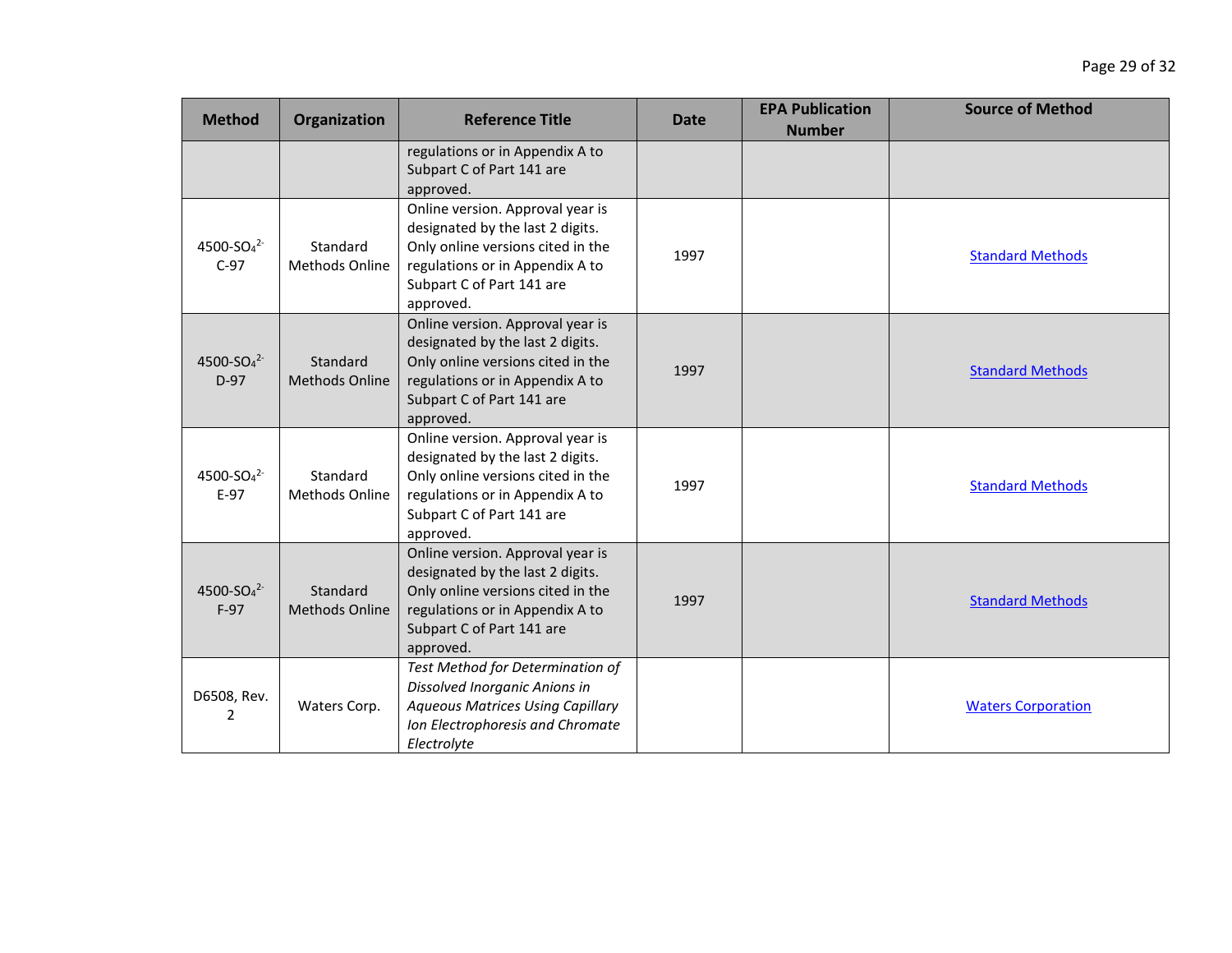| Method | Organization | Reference Title | Date | EPA Publication Number | Source of Method |
| --- | --- | --- | --- | --- | --- |
| | | regulations or in Appendix A to Subpart C of Part 141 are approved. | | | |
| 4500-$SO_4^{2-}$ C-97 | Standard Methods Online | Online version. Approval year is designated by the last 2 digits. Only online versions cited in the regulations or in Appendix A to Subpart C of Part 141 are approved. | 1997 | | Standard Methods |
| 4500-$SO_4^{2-}$ D-97 | Standard Methods Online | Online version. Approval year is designated by the last 2 digits. Only online versions cited in the regulations or in Appendix A to Subpart C of Part 141 are approved. | 1997 | | Standard Methods |
| 4500-$SO_4^{2-}$ E-97 | Standard Methods Online | Online version. Approval year is designated by the last 2 digits. Only online versions cited in the regulations or in Appendix A to Subpart C of Part 141 are approved. | 1997 | | Standard Methods |
| 4500-$SO_4^{2-}$ F-97 | Standard Methods Online | Online version. Approval year is designated by the last 2 digits. Only online versions cited in the regulations or in Appendix A to Subpart C of Part 141 are approved. | 1997 | | Standard Methods |
| D6508, Rev. 2 | Waters Corp. | *Test Method for Determination of Dissolved Inorganic Anions in Aqueous Matrices Using Capillary Ion Electrophoresis and Chromate Electrolyte* | | | Waters Corporation |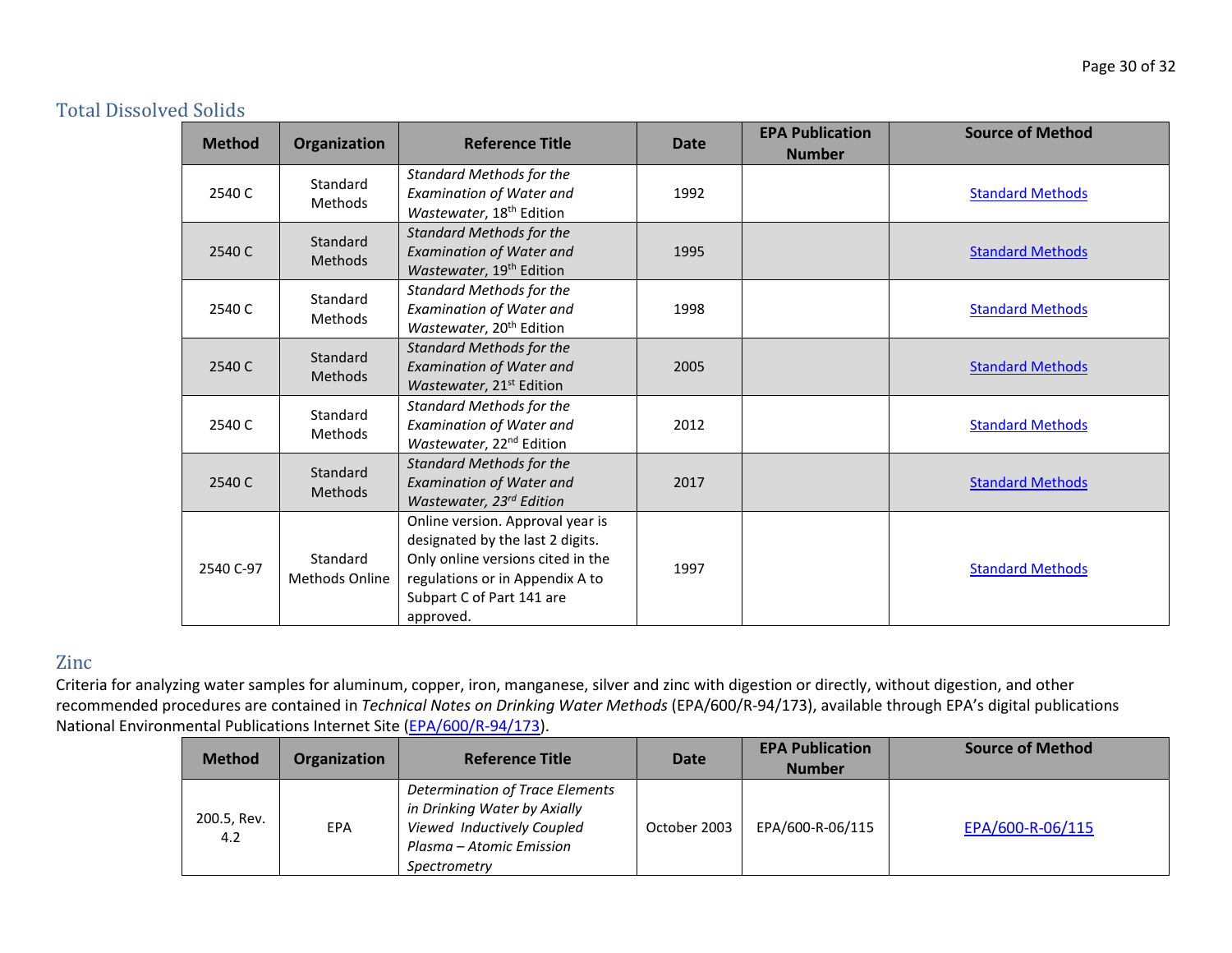## Total Dissolved Solids

| Method | Organization | Reference Title | Date | EPA Publication Number | Source of Method |
|---|---|---|---|---|---|
| 2540 C | Standard Methods | *Standard Methods for the Examination of Water and Wastewater*, 18th Edition | 1992 | | Standard Methods |
| 2540 C | Standard Methods | *Standard Methods for the Examination of Water and Wastewater*, 19th Edition | 1995 | | Standard Methods |
| 2540 C | Standard Methods | *Standard Methods for the Examination of Water and Wastewater*, 20th Edition | 1998 | | Standard Methods |
| 2540 C | Standard Methods | *Standard Methods for the Examination of Water and Wastewater*, 21st Edition | 2005 | | Standard Methods |
| 2540 C | Standard Methods | *Standard Methods for the Examination of Water and Wastewater*, 22nd Edition | 2012 | | Standard Methods |
| 2540 C | Standard Methods | *Standard Methods for the Examination of Water and Wastewater, 23rd Edition* | 2017 | | Standard Methods |
| 2540 C-97 | Standard Methods Online | Online version. Approval year is designated by the last 2 digits. Only online versions cited in the regulations or in Appendix A to Subpart C of Part 141 are approved. | 1997 | | Standard Methods |

## Zinc

Criteria for analyzing water samples for aluminum, copper, iron, manganese, silver and zinc with digestion or directly, without digestion, and other recommended procedures are contained in *Technical Notes on Drinking Water Methods* (EPA/600/R-94/173), available through EPA's digital publications National Environmental Publications Internet Site (EPA/600/R-94/173).

| Method | Organization | Reference Title | Date | EPA Publication Number | Source of Method |
|---|---|---|---|---|---|
| 200.5, Rev. 4.2 | EPA | *Determination of Trace Elements in Drinking Water by Axially Viewed Inductively Coupled Plasma – Atomic Emission Spectrometry* | October 2003 | EPA/600-R-06/115 | EPA/600-R-06/115 |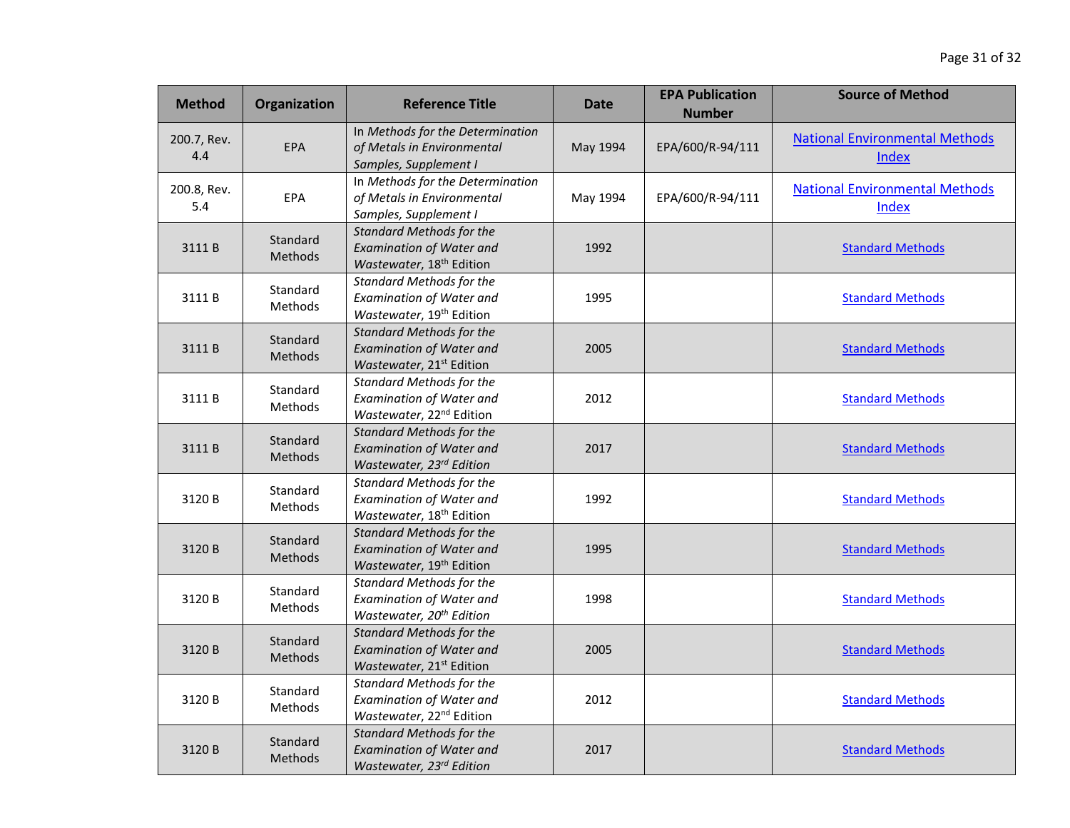| Method | Organization | Reference Title | Date | EPA Publication Number | Source of Method |
|---|---|---|---|---|---|
| 200.7, Rev. 4.4 | EPA | In *Methods for the Determination of Metals in Environmental Samples, Supplement I* | May 1994 | EPA/600/R-94/111 | National Environmental Methods Index |
| 200.8, Rev. 5.4 | EPA | In *Methods for the Determination of Metals in Environmental Samples, Supplement I* | May 1994 | EPA/600/R-94/111 | National Environmental Methods Index |
| 3111 B | Standard Methods | *Standard Methods for the Examination of Water and Wastewater*, 18th Edition | 1992 | | Standard Methods |
| 3111 B | Standard Methods | *Standard Methods for the Examination of Water and Wastewater*, 19th Edition | 1995 | | Standard Methods |
| 3111 B | Standard Methods | *Standard Methods for the Examination of Water and Wastewater*, 21st Edition | 2005 | | Standard Methods |
| 3111 B | Standard Methods | *Standard Methods for the Examination of Water and Wastewater*, 22nd Edition | 2012 | | Standard Methods |
| 3111 B | Standard Methods | *Standard Methods for the Examination of Water and Wastewater, 23rd Edition* | 2017 | | Standard Methods |
| 3120 B | Standard Methods | *Standard Methods for the Examination of Water and Wastewater*, 18th Edition | 1992 | | Standard Methods |
| 3120 B | Standard Methods | *Standard Methods for the Examination of Water and Wastewater*, 19th Edition | 1995 | | Standard Methods |
| 3120 B | Standard Methods | *Standard Methods for the Examination of Water and Wastewater, 20th Edition* | 1998 | | Standard Methods |
| 3120 B | Standard Methods | *Standard Methods for the Examination of Water and Wastewater*, 21st Edition | 2005 | | Standard Methods |
| 3120 B | Standard Methods | *Standard Methods for the Examination of Water and Wastewater*, 22nd Edition | 2012 | | Standard Methods |
| 3120 B | Standard Methods | *Standard Methods for the Examination of Water and Wastewater, 23rd Edition* | 2017 | | Standard Methods |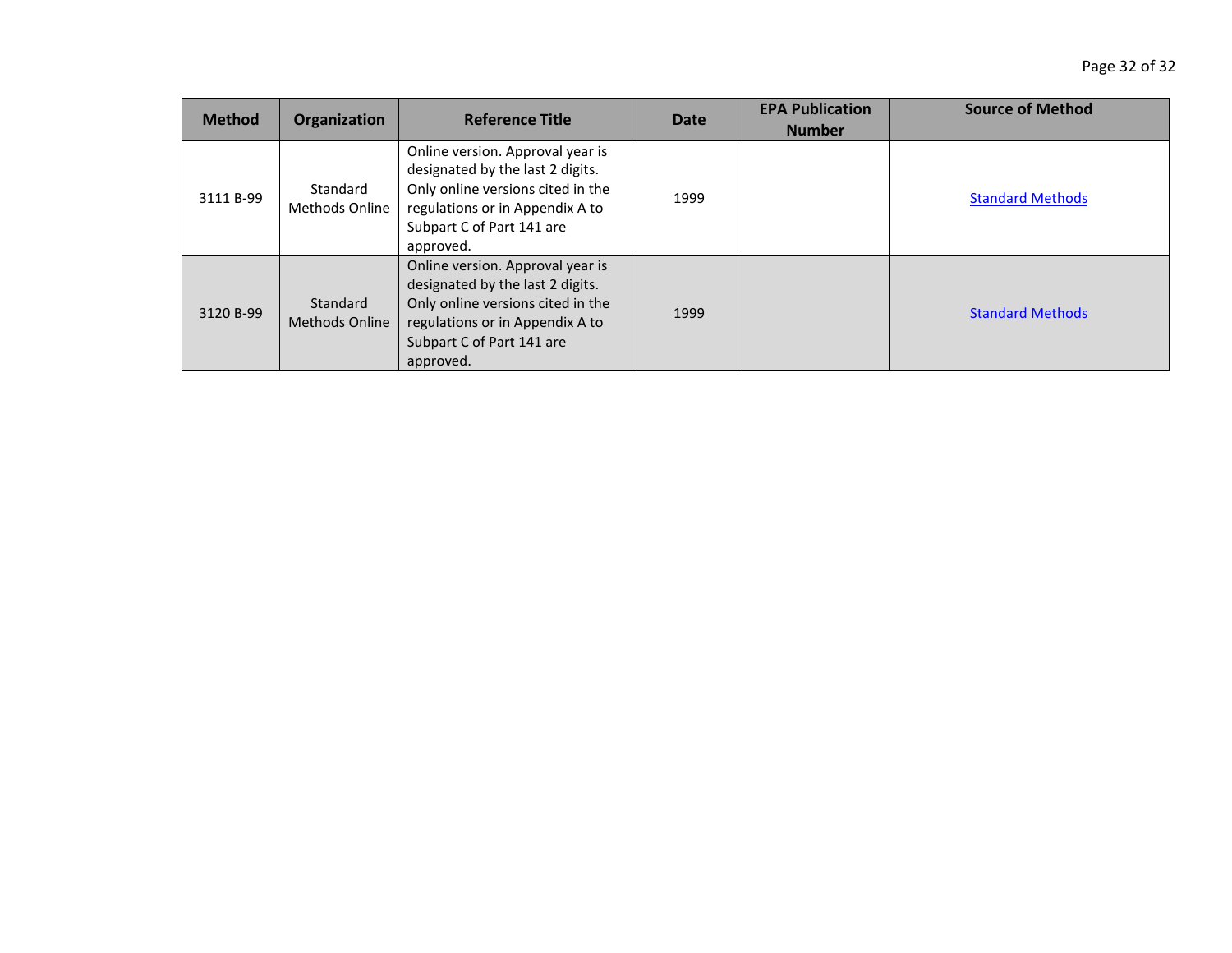| Method | Organization | Reference Title | Date | EPA Publication Number | Source of Method |
|---|---|---|---|---|---|
| 3111 B-99 | Standard Methods Online | Online version. Approval year is designated by the last 2 digits. Only online versions cited in the regulations or in Appendix A to Subpart C of Part 141 are approved. | 1999 | | Standard Methods |
| 3120 B-99 | Standard Methods Online | Online version. Approval year is designated by the last 2 digits. Only online versions cited in the regulations or in Appendix A to Subpart C of Part 141 are approved. | 1999 | | Standard Methods |